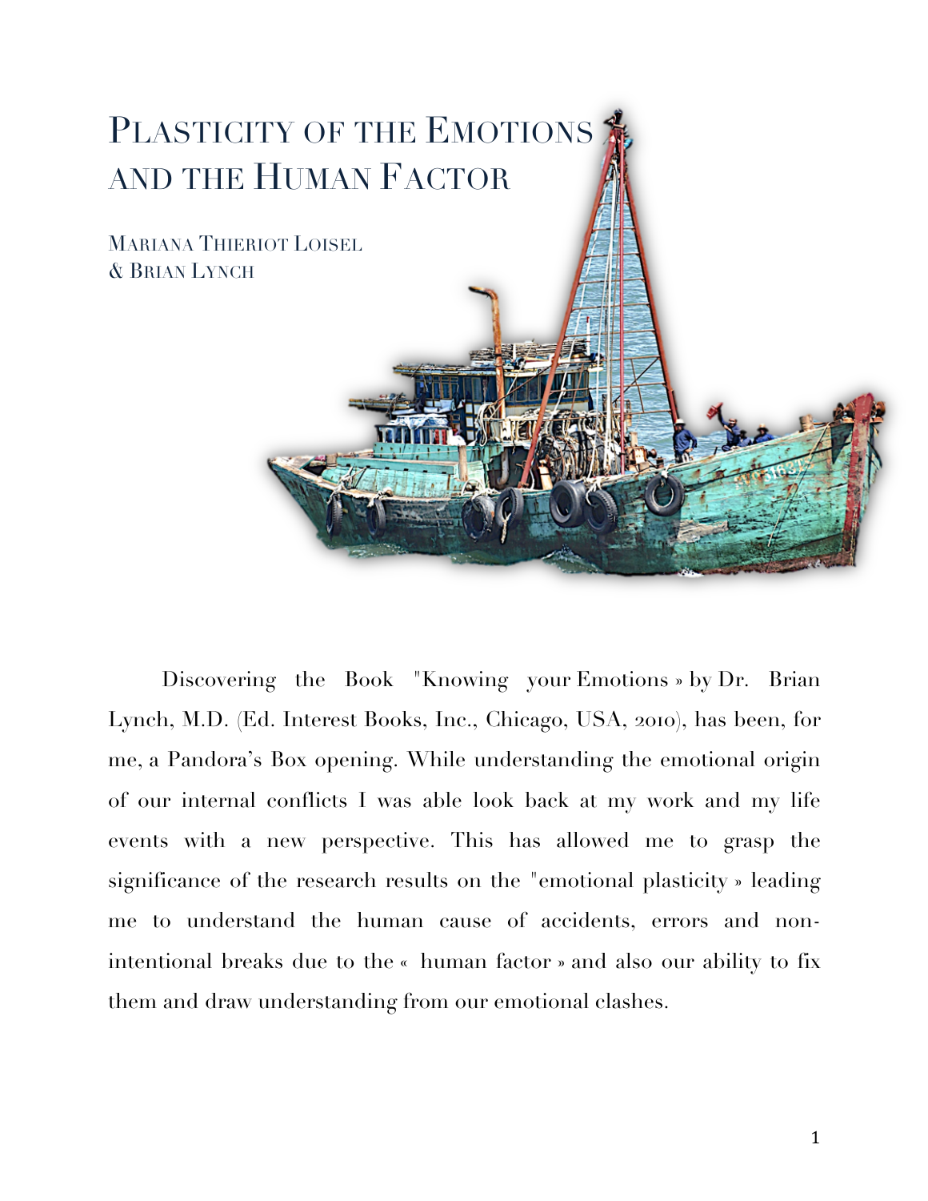# Plasticity of the Emotions and the Human Factor

Mariana Thieriot Loisel
& Brian Lynch

Discovering the Book "Knowing your Emotions » by Dr. Brian Lynch, M.D. (Ed. Interest Books, Inc., Chicago, USA, 2010), has been, for me, a Pandora's Box opening. While understanding the emotional origin of our internal conflicts I was able look back at my work and my life events with a new perspective. This has allowed me to grasp the significance of the research results on the "emotional plasticity » leading me to understand the human cause of accidents, errors and non-intentional breaks due to the « human factor » and also our ability to fix them and draw understanding from our emotional clashes.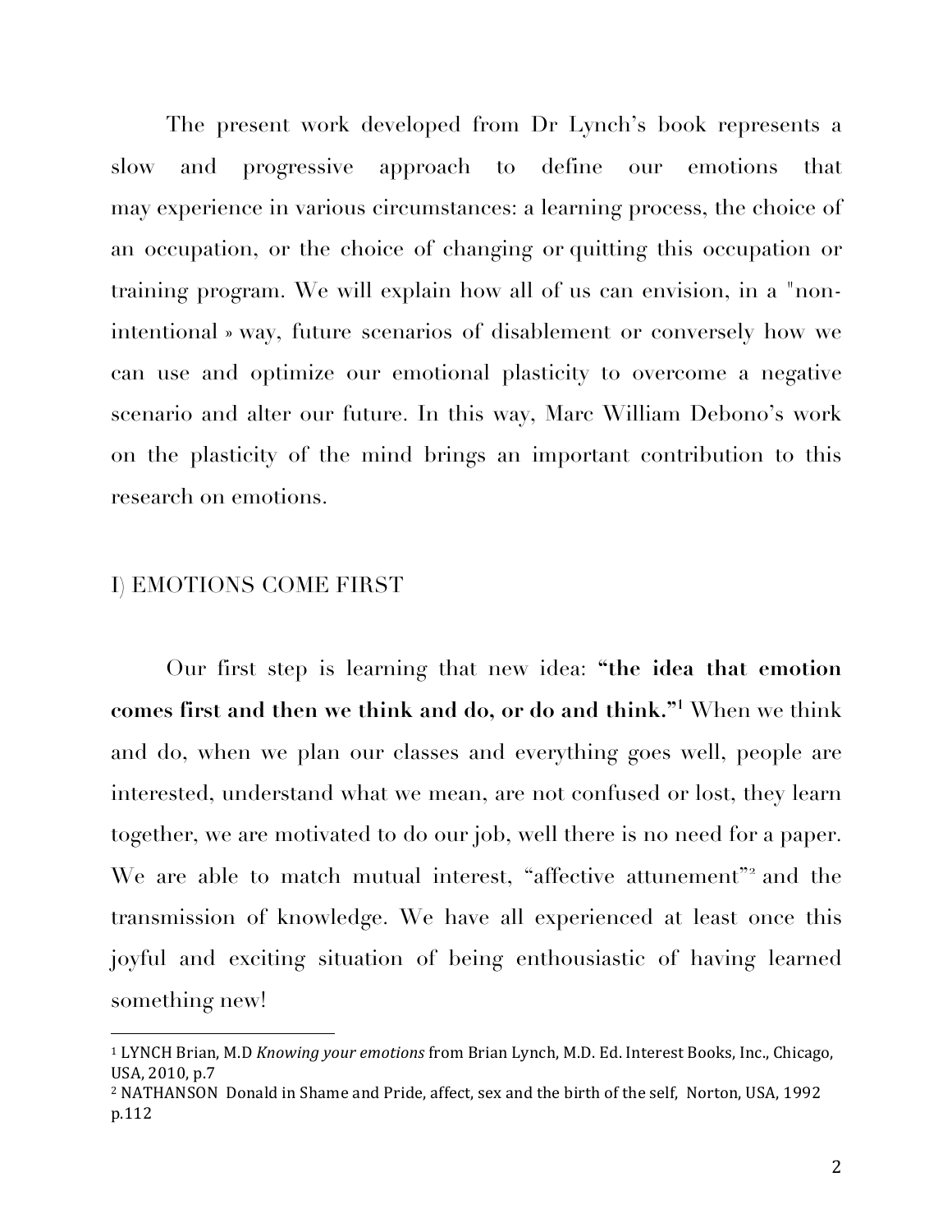The present work developed from Dr Lynch's book represents a slow and progressive approach to define our emotions that may experience in various circumstances: a learning process, the choice of an occupation, or the choice of changing or quitting this occupation or training program. We will explain how all of us can envision, in a "non-intentional » way, future scenarios of disablement or conversely how we can use and optimize our emotional plasticity to overcome a negative scenario and alter our future. In this way, Marc William Debono's work on the plasticity of the mind brings an important contribution to this research on emotions.

## I) EMOTIONS COME FIRST

Our first step is learning that new idea: **"the idea that emotion comes first and then we think and do, or do and think."**[1] When we think and do, when we plan our classes and everything goes well, people are interested, understand what we mean, are not confused or lost, they learn together, we are motivated to do our job, well there is no need for a paper. We are able to match mutual interest, "affective attunement"[2] and the transmission of knowledge. We have all experienced at least once this joyful and exciting situation of being enthousiastic of having learned something new!

---

[1] LYNCH Brian, M.D *Knowing your emotions* from Brian Lynch, M.D. Ed. Interest Books, Inc., Chicago, USA, 2010, p.7

[2] NATHANSON Donald in Shame and Pride, affect, sex and the birth of the self, Norton, USA, 1992 p.112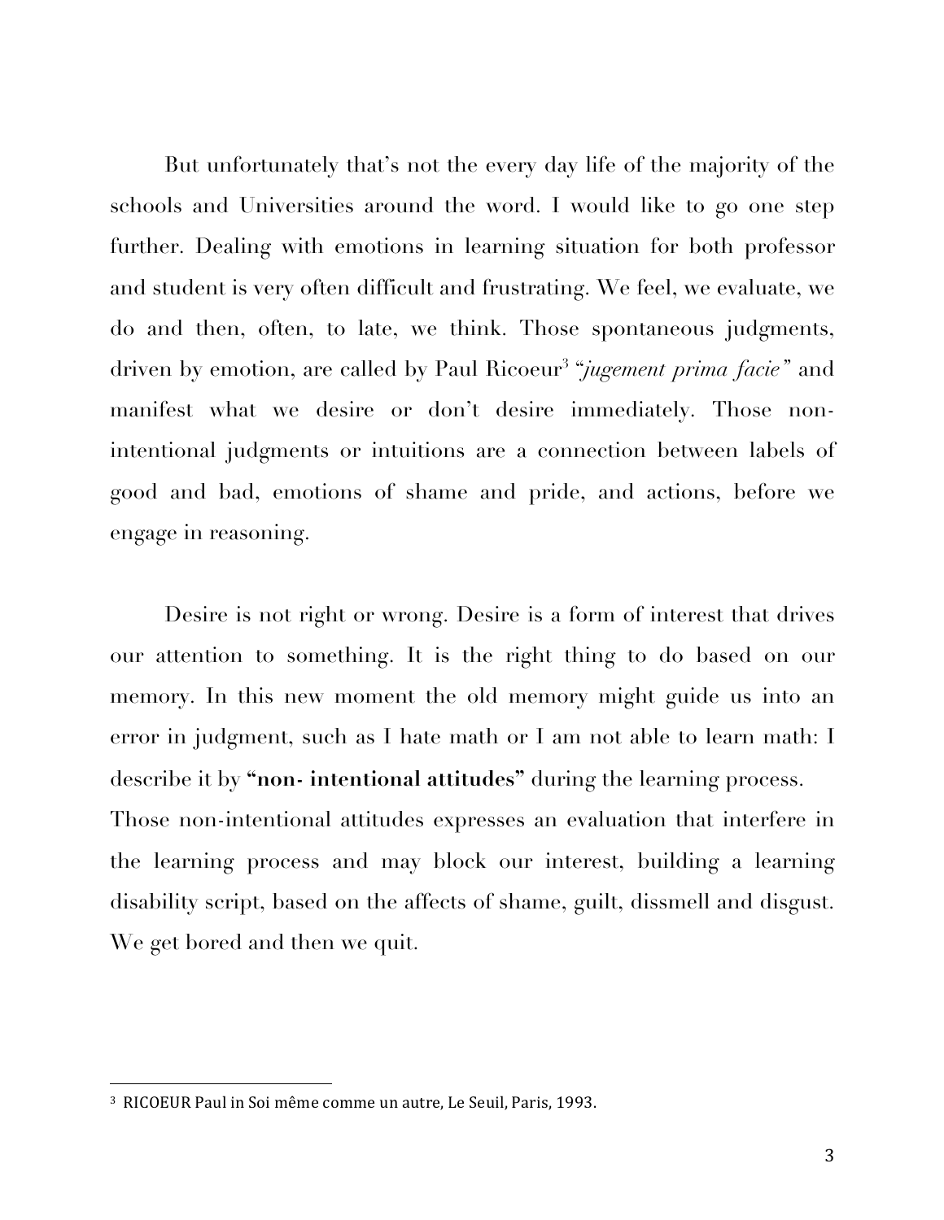But unfortunately that's not the every day life of the majority of the schools and Universities around the word. I would like to go one step further. Dealing with emotions in learning situation for both professor and student is very often difficult and frustrating. We feel, we evaluate, we do and then, often, to late, we think. Those spontaneous judgments, driven by emotion, are called by Paul Ricoeur[3] "*jugement prima facie*" and manifest what we desire or don't desire immediately. Those non-intentional judgments or intuitions are a connection between labels of good and bad, emotions of shame and pride, and actions, before we engage in reasoning.

Desire is not right or wrong. Desire is a form of interest that drives our attention to something. It is the right thing to do based on our memory. In this new moment the old memory might guide us into an error in judgment, such as I hate math or I am not able to learn math: I describe it by **"non- intentional attitudes"** during the learning process. Those non-intentional attitudes expresses an evaluation that interfere in the learning process and may block our interest, building a learning disability script, based on the affects of shame, guilt, dissmell and disgust. We get bored and then we quit.

[3] RICOEUR Paul in Soi même comme un autre, Le Seuil, Paris, 1993.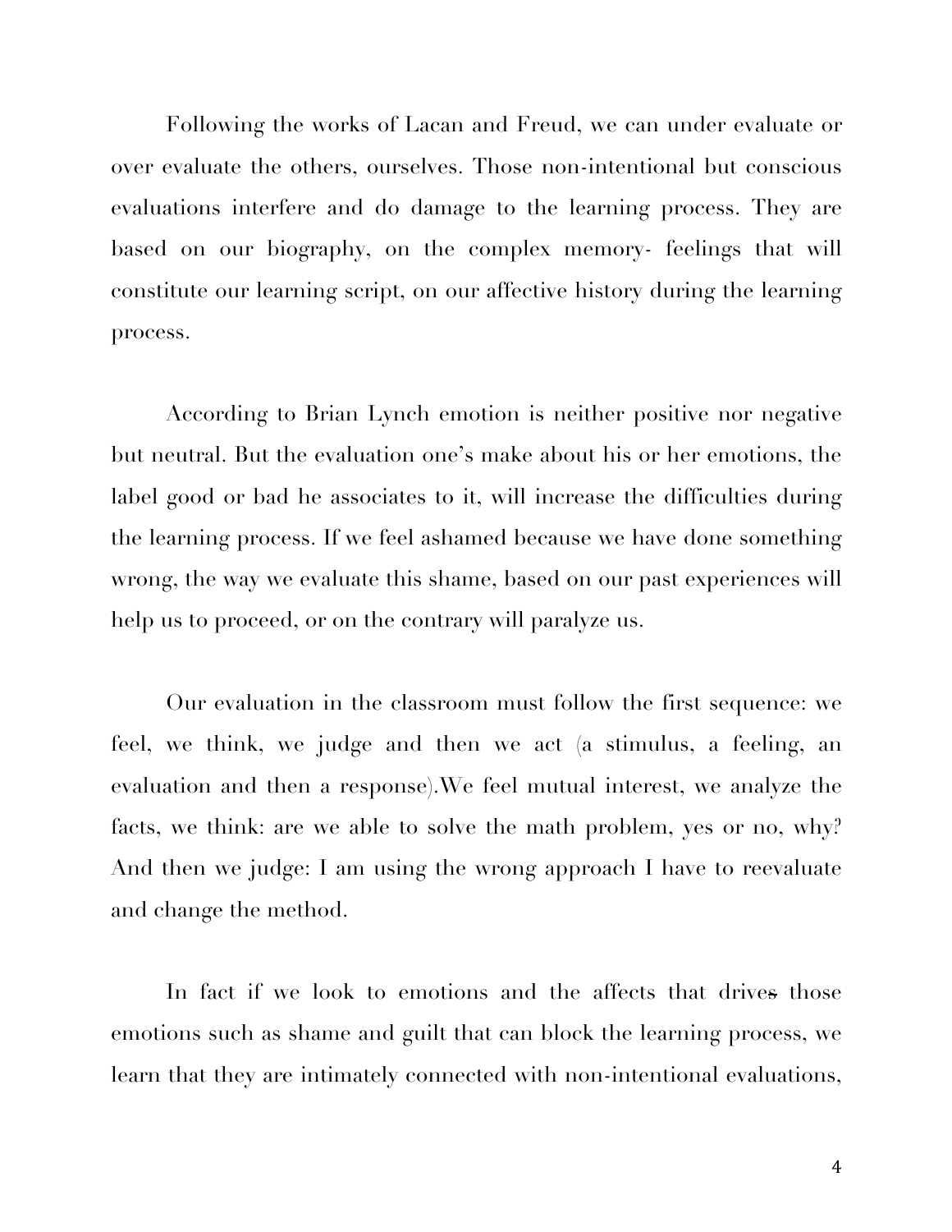Following the works of Lacan and Freud, we can under evaluate or over evaluate the others, ourselves. Those non-intentional but conscious evaluations interfere and do damage to the learning process. They are based on our biography, on the complex memory- feelings that will constitute our learning script, on our affective history during the learning process.

According to Brian Lynch emotion is neither positive nor negative but neutral. But the evaluation one's make about his or her emotions, the label good or bad he associates to it, will increase the difficulties during the learning process. If we feel ashamed because we have done something wrong, the way we evaluate this shame, based on our past experiences will help us to proceed, or on the contrary will paralyze us.

Our evaluation in the classroom must follow the first sequence: we feel, we think, we judge and then we act (a stimulus, a feeling, an evaluation and then a response).We feel mutual interest, we analyze the facts, we think: are we able to solve the math problem, yes or no, why? And then we judge: I am using the wrong approach I have to reevaluate and change the method.

In fact if we look to emotions and the affects that drives those emotions such as shame and guilt that can block the learning process, we learn that they are intimately connected with non-intentional evaluations,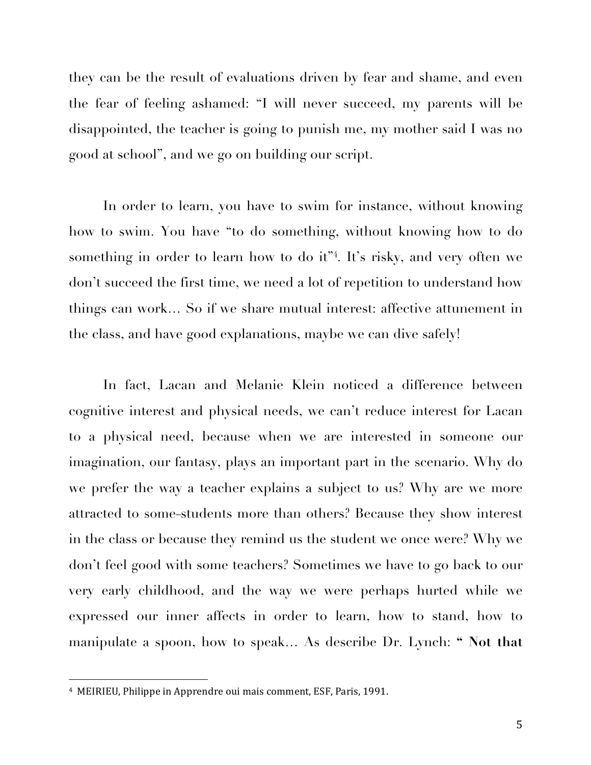they can be the result of evaluations driven by fear and shame, and even the fear of feeling ashamed: "I will never succeed, my parents will be disappointed, the teacher is going to punish me, my mother said I was no good at school", and we go on building our script.

In order to learn, you have to swim for instance, without knowing how to swim. You have "to do something, without knowing how to do something in order to learn how to do it"[4]. It's risky, and very often we don't succeed the first time, we need a lot of repetition to understand how things can work… So if we share mutual interest: affective attunement in the class, and have good explanations, maybe we can dive safely!

In fact, Lacan and Melanie Klein noticed a difference between cognitive interest and physical needs, we can't reduce interest for Lacan to a physical need, because when we are interested in someone our imagination, our fantasy, plays an important part in the scenario. Why do we prefer the way a teacher explains a subject to us? Why are we more attracted to some-students more than others? Because they show interest in the class or because they remind us the student we once were? Why we don't feel good with some teachers? Sometimes we have to go back to our very early childhood, and the way we were perhaps hurted while we expressed our inner affects in order to learn, how to stand, how to manipulate a spoon, how to speak… As describe Dr. Lynch: **" Not that**

[4] MEIRIEU, Philippe in Apprendre oui mais comment, ESF, Paris, 1991.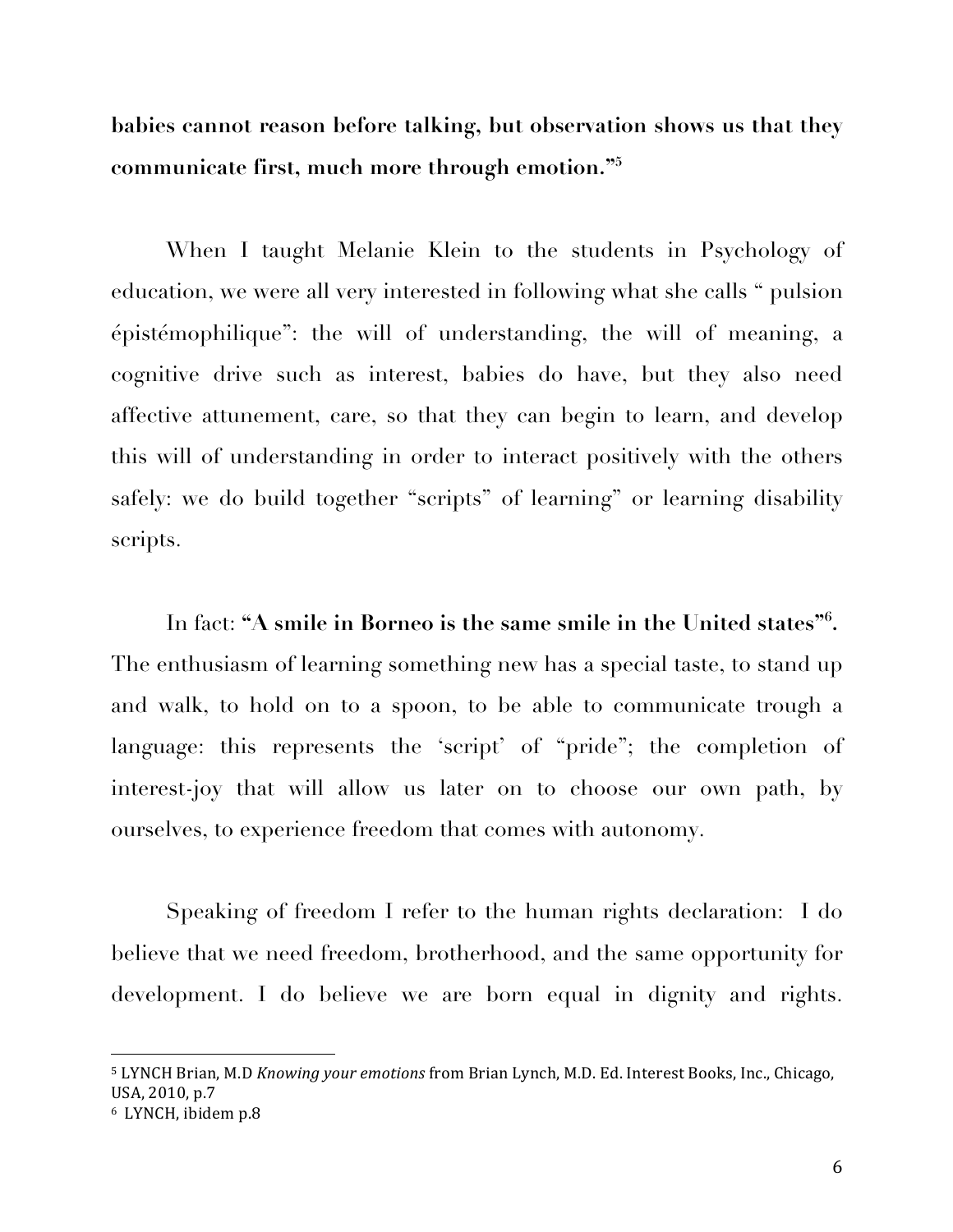**babies cannot reason before talking, but observation shows us that they communicate first, much more through emotion."[5]**

When I taught Melanie Klein to the students in Psychology of education, we were all very interested in following what she calls " pulsion épistémophilique": the will of understanding, the will of meaning, a cognitive drive such as interest, babies do have, but they also need affective attunement, care, so that they can begin to learn, and develop this will of understanding in order to interact positively with the others safely: we do build together "scripts" of learning" or learning disability scripts.

In fact: **"A smile in Borneo is the same smile in the United states"[6].** The enthusiasm of learning something new has a special taste, to stand up and walk, to hold on to a spoon, to be able to communicate trough a language: this represents the 'script' of "pride"; the completion of interest-joy that will allow us later on to choose our own path, by ourselves, to experience freedom that comes with autonomy.

Speaking of freedom I refer to the human rights declaration: I do believe that we need freedom, brotherhood, and the same opportunity for development. I do believe we are born equal in dignity and rights.

---

[5] LYNCH Brian, M.D *Knowing your emotions* from Brian Lynch, M.D. Ed. Interest Books, Inc., Chicago, USA, 2010, p.7

[6] LYNCH, ibidem p.8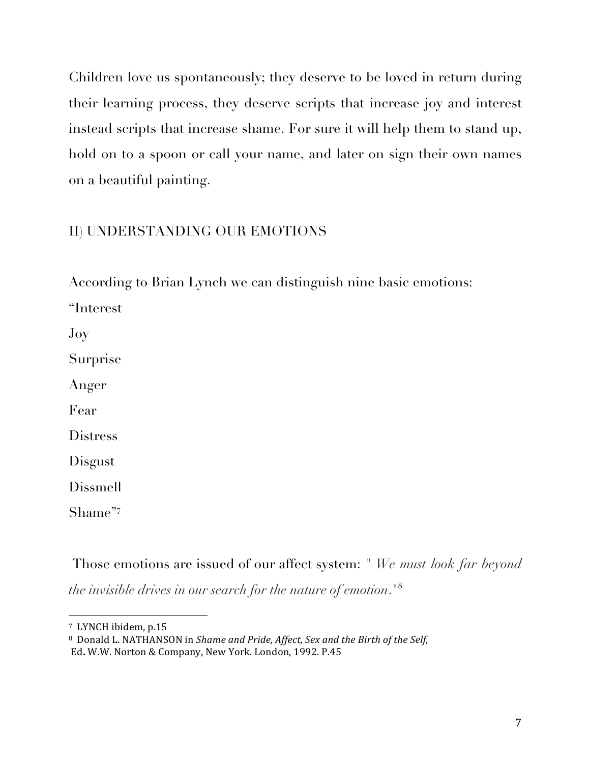Children love us spontaneously; they deserve to be loved in return during their learning process, they deserve scripts that increase joy and interest instead scripts that increase shame. For sure it will help them to stand up, hold on to a spoon or call your name, and later on sign their own names on a beautiful painting.

## II) UNDERSTANDING OUR EMOTIONS

According to Brian Lynch we can distinguish nine basic emotions:

"Interest

Joy

Surprise

Anger

Fear

Distress

Disgust

Dissmell

Shame"[7]

Those emotions are issued of our affect system: *" We must look far beyond the invisible drives in our search for the nature of emotion."*[8]

---

[7] LYNCH ibidem, p.15

[8] Donald L. NATHANSON in *Shame and Pride, Affect, Sex and the Birth of the Self*, Ed. W.W. Norton & Company, New York. London, 1992. P.45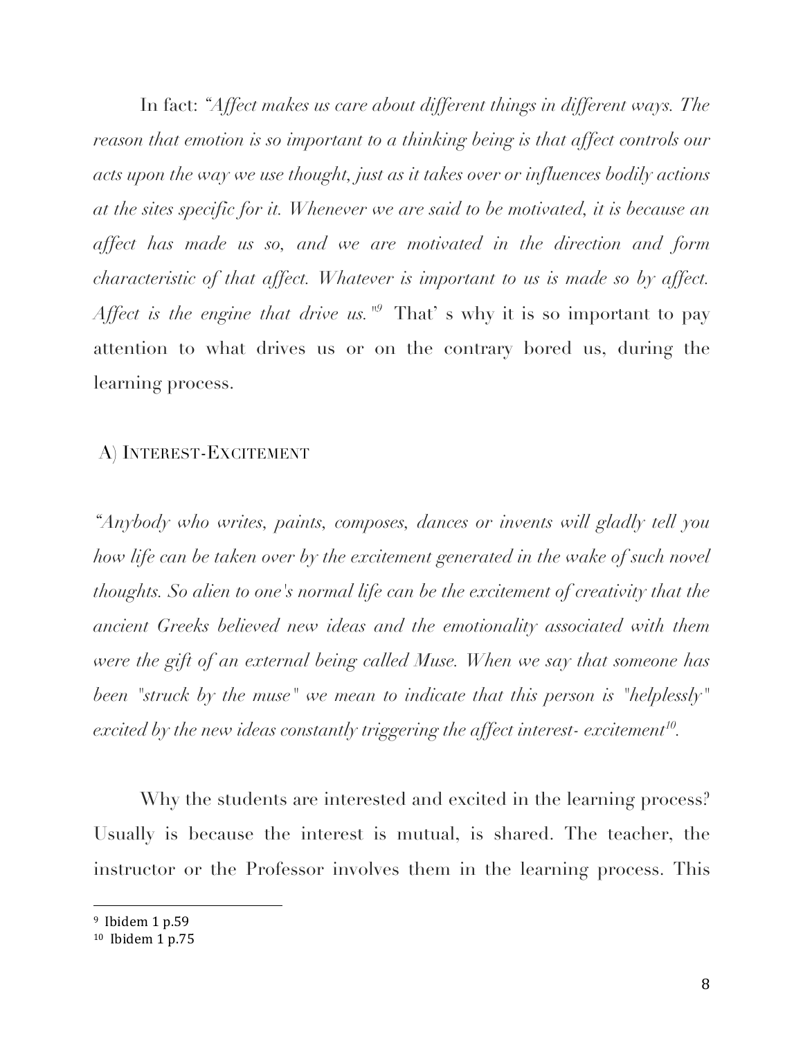In fact: *"Affect makes us care about different things in different ways. The reason that emotion is so important to a thinking being is that affect controls our acts upon the way we use thought, just as it takes over or influences bodily actions at the sites specific for it. Whenever we are said to be motivated, it is because an affect has made us so, and we are motivated in the direction and form characteristic of that affect. Whatever is important to us is made so by affect. Affect is the engine that drive us."*[9] That' s why it is so important to pay attention to what drives us or on the contrary bored us, during the learning process.

## A) Interest-Excitement

*"Anybody who writes, paints, composes, dances or invents will gladly tell you how life can be taken over by the excitement generated in the wake of such novel thoughts. So alien to one's normal life can be the excitement of creativity that the ancient Greeks believed new ideas and the emotionality associated with them were the gift of an external being called Muse. When we say that someone has been "struck by the muse" we mean to indicate that this person is "helplessly" excited by the new ideas constantly triggering the affect interest- excitement*[10].

Why the students are interested and excited in the learning process? Usually is because the interest is mutual, is shared. The teacher, the instructor or the Professor involves them in the learning process. This

[9] Ibidem 1 p.59

[10] Ibidem 1 p.75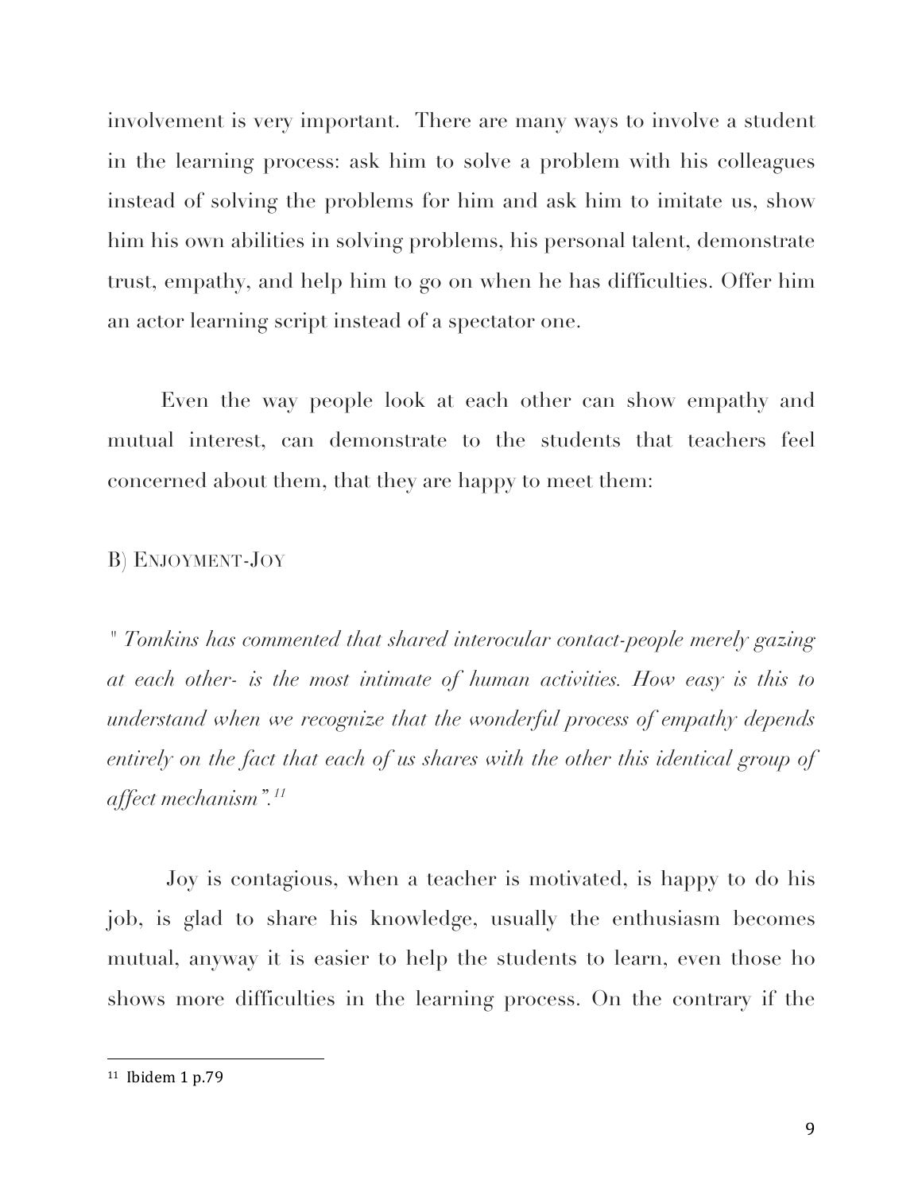involvement is very important. There are many ways to involve a student in the learning process: ask him to solve a problem with his colleagues instead of solving the problems for him and ask him to imitate us, show him his own abilities in solving problems, his personal talent, demonstrate trust, empathy, and help him to go on when he has difficulties. Offer him an actor learning script instead of a spectator one.

Even the way people look at each other can show empathy and mutual interest, can demonstrate to the students that teachers feel concerned about them, that they are happy to meet them:

B) Enjoyment-Joy

*" Tomkins has commented that shared interocular contact-people merely gazing at each other- is the most intimate of human activities. How easy is this to understand when we recognize that the wonderful process of empathy depends entirely on the fact that each of us shares with the other this identical group of affect mechanism".*[11]

Joy is contagious, when a teacher is motivated, is happy to do his job, is glad to share his knowledge, usually the enthusiasm becomes mutual, anyway it is easier to help the students to learn, even those ho shows more difficulties in the learning process. On the contrary if the

[11] Ibidem 1 p.79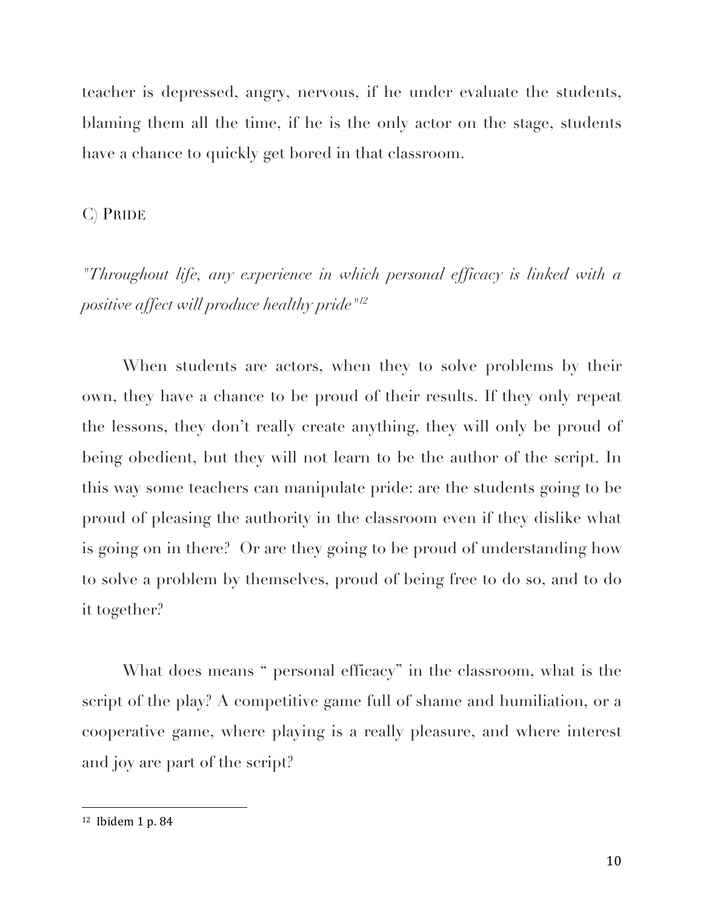teacher is depressed, angry, nervous, if he under evaluate the students, blaming them all the time, if he is the only actor on the stage, students have a chance to quickly get bored in that classroom.

### C) Pride

*"Throughout life, any experience in which personal efficacy is linked with a positive affect will produce healthy pride"*[12]

When students are actors, when they to solve problems by their own, they have a chance to be proud of their results. If they only repeat the lessons, they don't really create anything, they will only be proud of being obedient, but they will not learn to be the author of the script. In this way some teachers can manipulate pride: are the students going to be proud of pleasing the authority in the classroom even if they dislike what is going on in there? Or are they going to be proud of understanding how to solve a problem by themselves, proud of being free to do so, and to do it together?

What does means " personal efficacy" in the classroom, what is the script of the play? A competitive game full of shame and humiliation, or a cooperative game, where playing is a really pleasure, and where interest and joy are part of the script?

---

[12] Ibidem 1 p. 84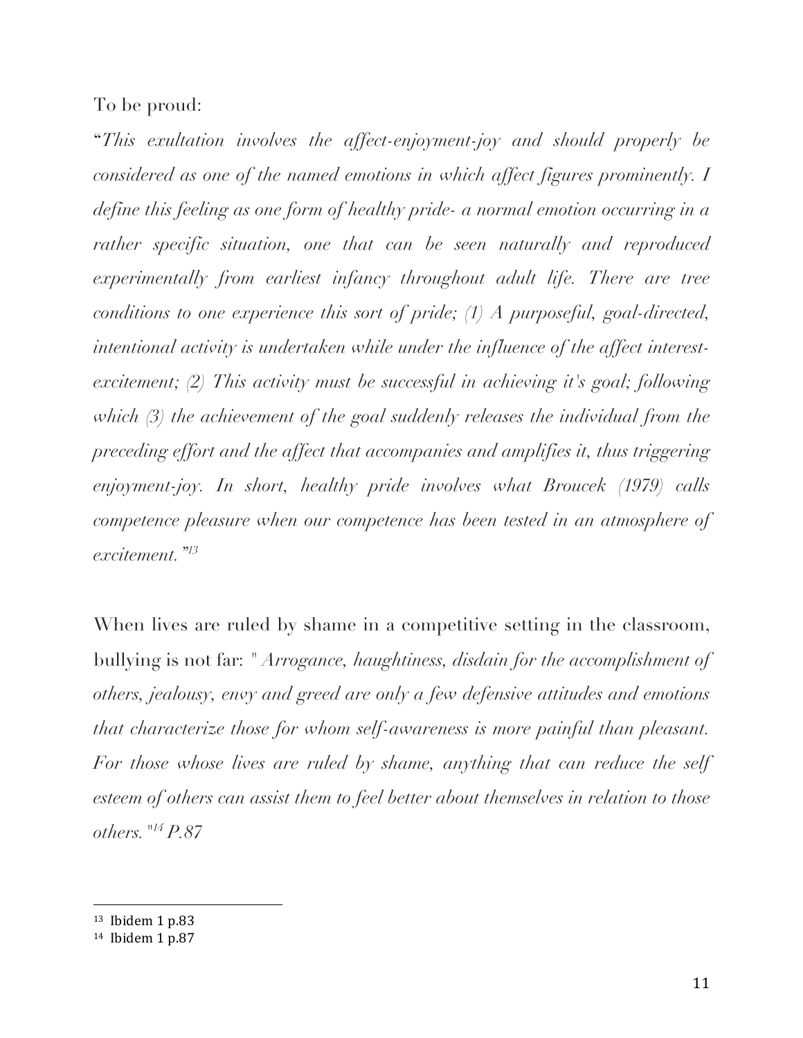To be proud:

"*This exultation involves the affect-enjoyment-joy and should properly be considered as one of the named emotions in which affect figures prominently. I define this feeling as one form of healthy pride- a normal emotion occurring in a rather specific situation, one that can be seen naturally and reproduced experimentally from earliest infancy throughout adult life. There are tree conditions to one experience this sort of pride; (1) A purposeful, goal-directed, intentional activity is undertaken while under the influence of the affect interest-excitement; (2) This activity must be successful in achieving it's goal; following which (3) the achievement of the goal suddenly releases the individual from the preceding effort and the affect that accompanies and amplifies it, thus triggering enjoyment-joy. In short, healthy pride involves what Broucek (1979) calls competence pleasure when our competence has been tested in an atmosphere of excitement.*"[13]

When lives are ruled by shame in a competitive setting in the classroom, bullying is not far: "*Arrogance, haughtiness, disdain for the accomplishment of others, jealousy, envy and greed are only a few defensive attitudes and emotions that characterize those for whom self-awareness is more painful than pleasant. For those whose lives are ruled by shame, anything that can reduce the self esteem of others can assist them to feel better about themselves in relation to those others.*"[14] *P.87*

---

[13] Ibidem 1 p.83

[14] Ibidem 1 p.87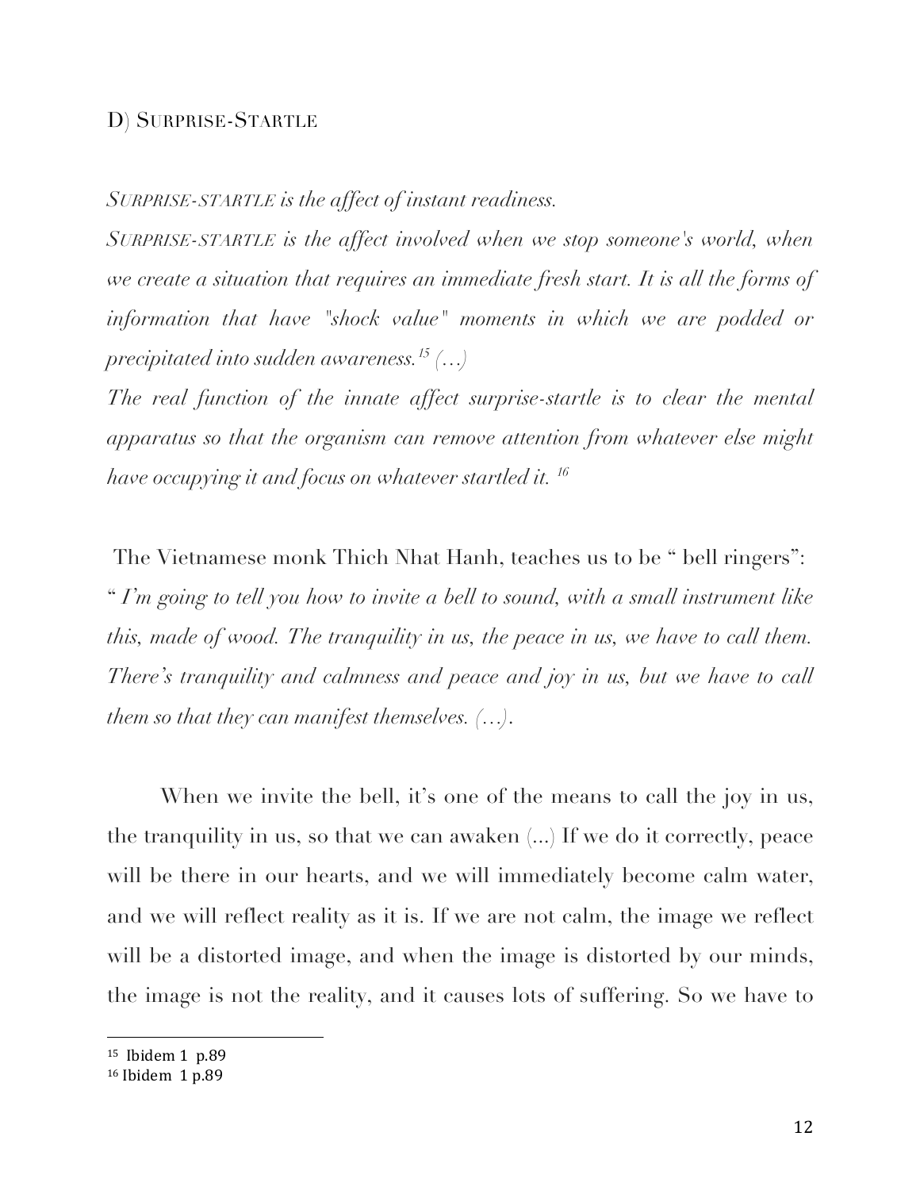### D) Surprise-Startle

*Surprise-startle is the affect of instant readiness.*

*Surprise-startle is the affect involved when we stop someone's world, when we create a situation that requires an immediate fresh start. It is all the forms of information that have "shock value" moments in which we are podded or precipitated into sudden awareness.*[15] *(…)*

*The real function of the innate affect surprise-startle is to clear the mental apparatus so that the organism can remove attention from whatever else might have occupying it and focus on whatever startled it.* [16]

The Vietnamese monk Thich Nhat Hanh, teaches us to be " bell ringers": "*I'm going to tell you how to invite a bell to sound, with a small instrument like this, made of wood. The tranquility in us, the peace in us, we have to call them. There's tranquility and calmness and peace and joy in us, but we have to call them so that they can manifest themselves. (…).*

When we invite the bell, it's one of the means to call the joy in us, the tranquility in us, so that we can awaken (...) If we do it correctly, peace will be there in our hearts, and we will immediately become calm water, and we will reflect reality as it is. If we are not calm, the image we reflect will be a distorted image, and when the image is distorted by our minds, the image is not the reality, and it causes lots of suffering. So we have to

---

[15] Ibidem 1 p.89

[16] Ibidem 1 p.89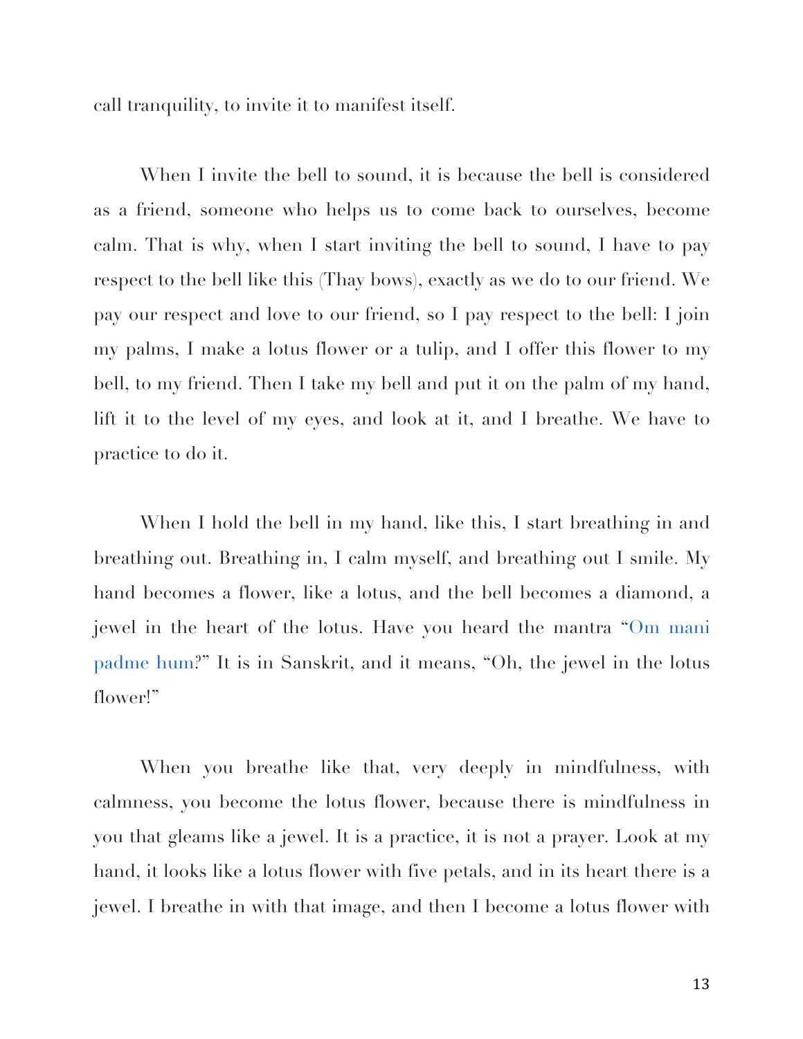call tranquility, to invite it to manifest itself.

When I invite the bell to sound, it is because the bell is considered as a friend, someone who helps us to come back to ourselves, become calm. That is why, when I start inviting the bell to sound, I have to pay respect to the bell like this (Thay bows), exactly as we do to our friend. We pay our respect and love to our friend, so I pay respect to the bell: I join my palms, I make a lotus flower or a tulip, and I offer this flower to my bell, to my friend. Then I take my bell and put it on the palm of my hand, lift it to the level of my eyes, and look at it, and I breathe. We have to practice to do it.

When I hold the bell in my hand, like this, I start breathing in and breathing out. Breathing in, I calm myself, and breathing out I smile. My hand becomes a flower, like a lotus, and the bell becomes a diamond, a jewel in the heart of the lotus. Have you heard the mantra "Om mani padme hum?" It is in Sanskrit, and it means, "Oh, the jewel in the lotus flower!"

When you breathe like that, very deeply in mindfulness, with calmness, you become the lotus flower, because there is mindfulness in you that gleams like a jewel. It is a practice, it is not a prayer. Look at my hand, it looks like a lotus flower with five petals, and in its heart there is a jewel. I breathe in with that image, and then I become a lotus flower with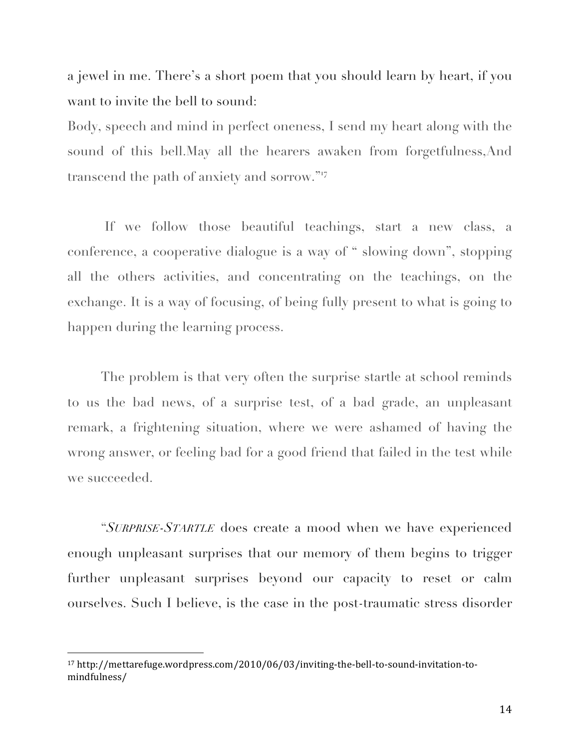a jewel in me. There's a short poem that you should learn by heart, if you want to invite the bell to sound:

Body, speech and mind in perfect oneness, I send my heart along with the sound of this bell.May all the hearers awaken from forgetfulness,And transcend the path of anxiety and sorrow."[17]

If we follow those beautiful teachings, start a new class, a conference, a cooperative dialogue is a way of " slowing down", stopping all the others activities, and concentrating on the teachings, on the exchange. It is a way of focusing, of being fully present to what is going to happen during the learning process.

The problem is that very often the surprise startle at school reminds to us the bad news, of a surprise test, of a bad grade, an unpleasant remark, a frightening situation, where we were ashamed of having the wrong answer, or feeling bad for a good friend that failed in the test while we succeeded.

"*SURPRISE-STARTLE* does create a mood when we have experienced enough unpleasant surprises that our memory of them begins to trigger further unpleasant surprises beyond our capacity to reset or calm ourselves. Such I believe, is the case in the post-traumatic stress disorder

---

[17] http://mettarefuge.wordpress.com/2010/06/03/inviting-the-bell-to-sound-invitation-to-mindfulness/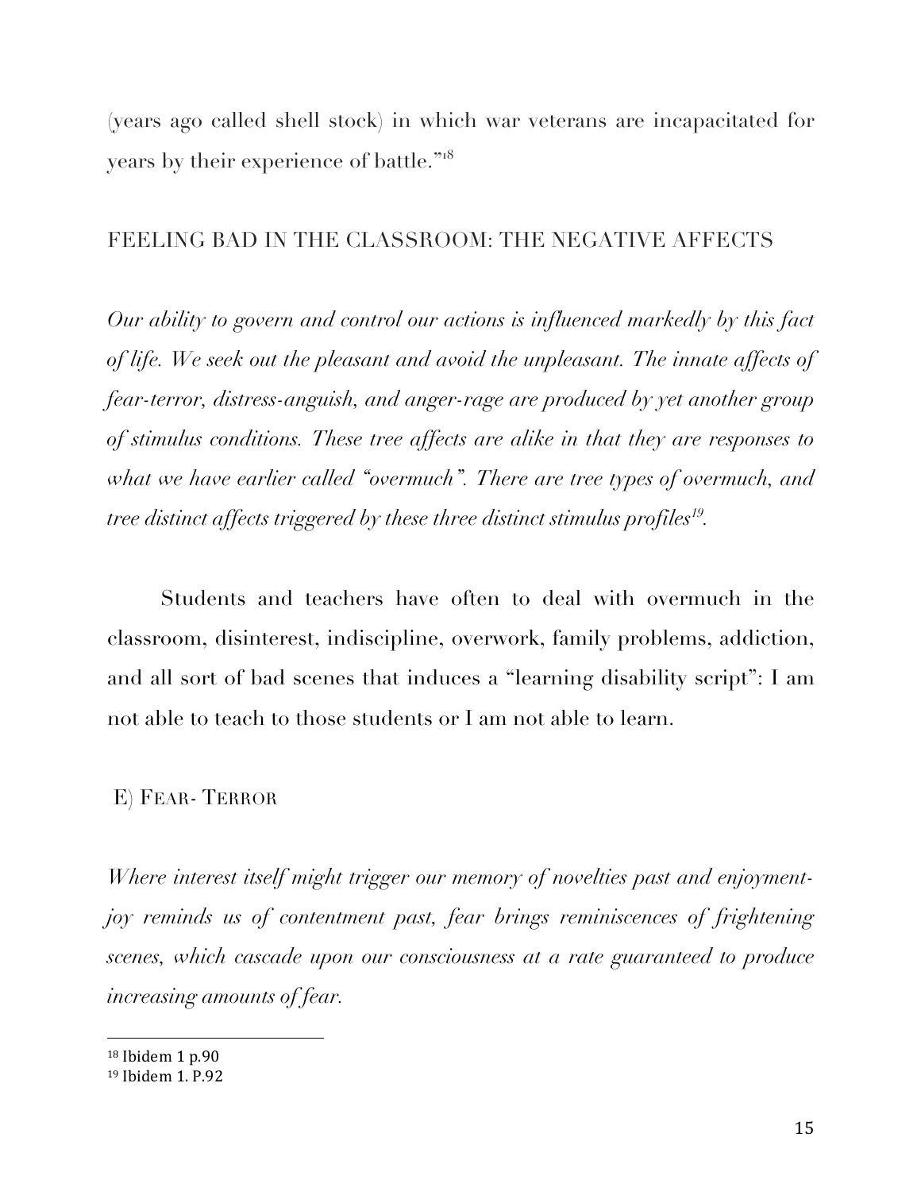(years ago called shell stock) in which war veterans are incapacitated for years by their experience of battle."[18]

## FEELING BAD IN THE CLASSROOM: THE NEGATIVE AFFECTS

*Our ability to govern and control our actions is influenced markedly by this fact of life. We seek out the pleasant and avoid the unpleasant. The innate affects of fear-terror, distress-anguish, and anger-rage are produced by yet another group of stimulus conditions. These tree affects are alike in that they are responses to what we have earlier called "overmuch". There are tree types of overmuch, and tree distinct affects triggered by these three distinct stimulus profiles[19].*

Students and teachers have often to deal with overmuch in the classroom, disinterest, indiscipline, overwork, family problems, addiction, and all sort of bad scenes that induces a "learning disability script": I am not able to teach to those students or I am not able to learn.

### E) Fear- Terror

*Where interest itself might trigger our memory of novelties past and enjoyment-joy reminds us of contentment past, fear brings reminiscences of frightening scenes, which cascade upon our consciousness at a rate guaranteed to produce increasing amounts of fear.*

---

[18] Ibidem 1 p.90

[19] Ibidem 1. P.92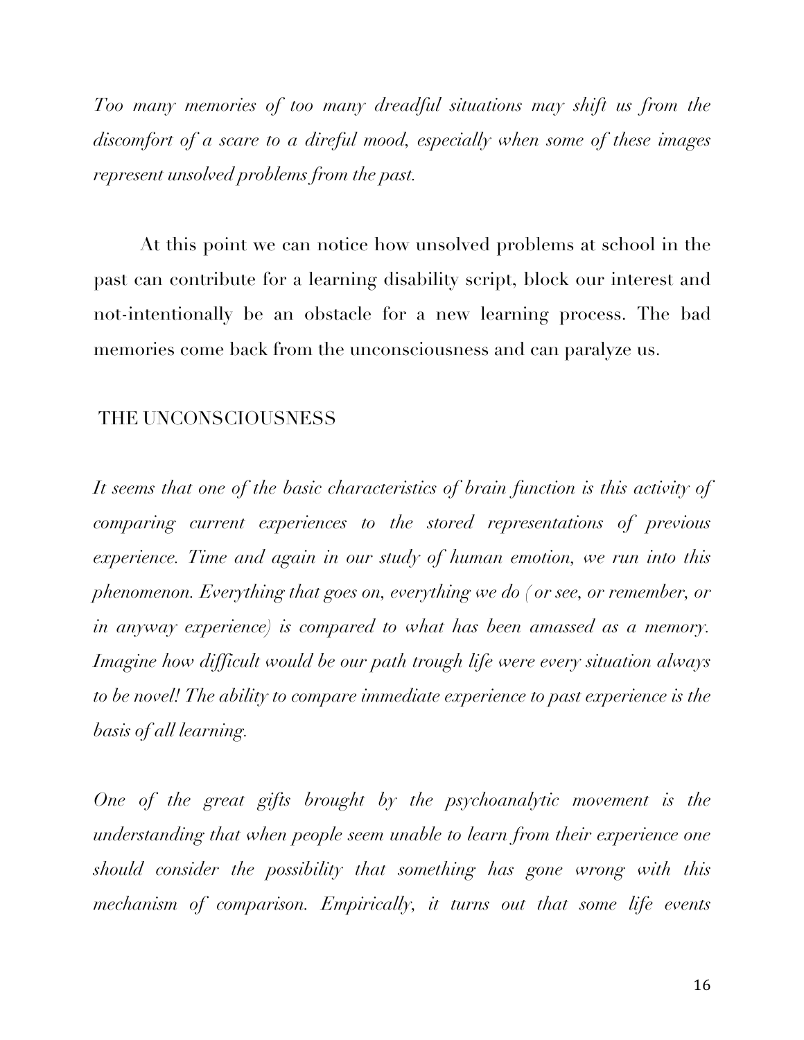*Too many memories of too many dreadful situations may shift us from the discomfort of a scare to a direful mood, especially when some of these images represent unsolved problems from the past.*

At this point we can notice how unsolved problems at school in the past can contribute for a learning disability script, block our interest and not-intentionally be an obstacle for a new learning process. The bad memories come back from the unconsciousness and can paralyze us.

## THE UNCONSCIOUSNESS

*It seems that one of the basic characteristics of brain function is this activity of comparing current experiences to the stored representations of previous experience. Time and again in our study of human emotion, we run into this phenomenon. Everything that goes on, everything we do ( or see, or remember, or in anyway experience) is compared to what has been amassed as a memory. Imagine how difficult would be our path trough life were every situation always to be novel! The ability to compare immediate experience to past experience is the basis of all learning.*

*One of the great gifts brought by the psychoanalytic movement is the understanding that when people seem unable to learn from their experience one should consider the possibility that something has gone wrong with this mechanism of comparison. Empirically, it turns out that some life events*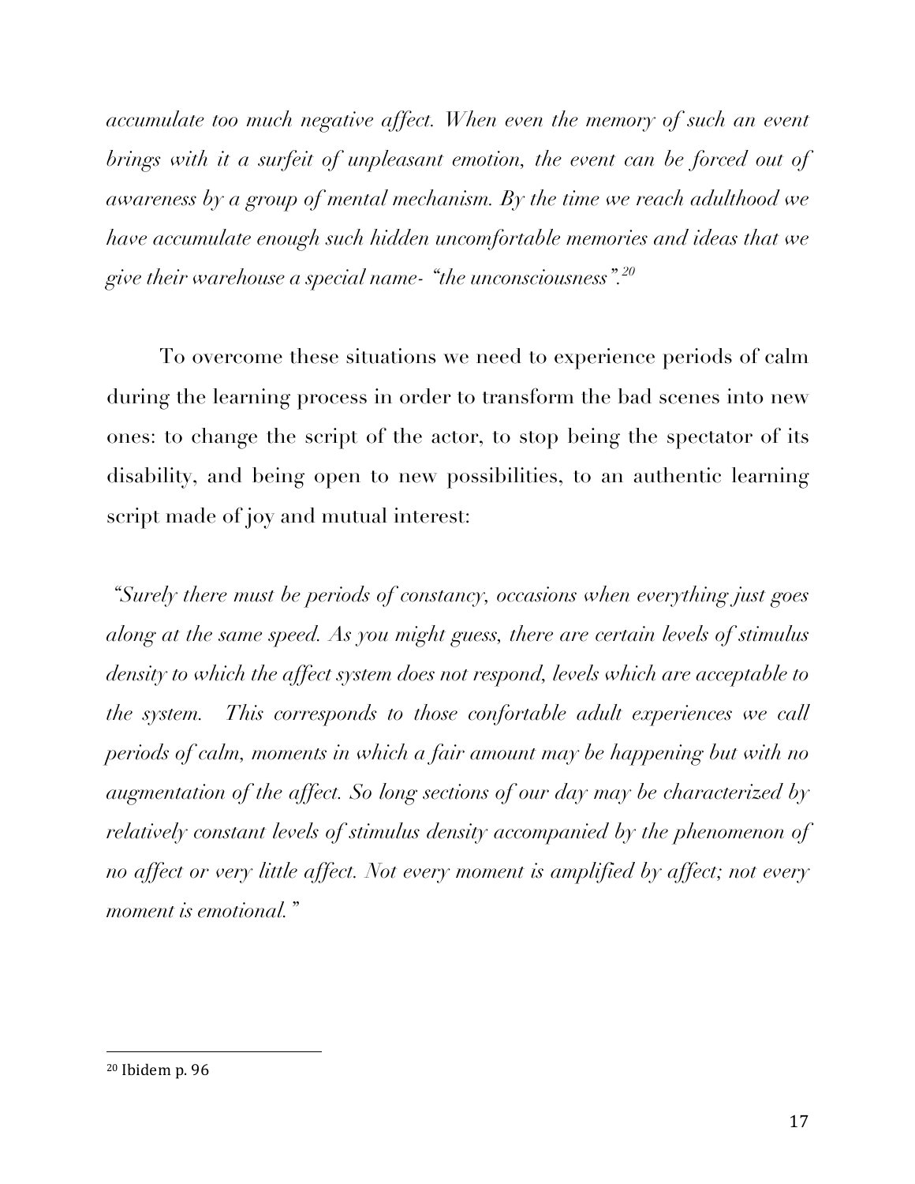*accumulate too much negative affect. When even the memory of such an event brings with it a surfeit of unpleasant emotion, the event can be forced out of awareness by a group of mental mechanism. By the time we reach adulthood we have accumulate enough such hidden uncomfortable memories and ideas that we give their warehouse a special name- "the unconsciousness".*[20]

To overcome these situations we need to experience periods of calm during the learning process in order to transform the bad scenes into new ones: to change the script of the actor, to stop being the spectator of its disability, and being open to new possibilities, to an authentic learning script made of joy and mutual interest:

*"Surely there must be periods of constancy, occasions when everything just goes along at the same speed. As you might guess, there are certain levels of stimulus density to which the affect system does not respond, levels which are acceptable to the system. This corresponds to those confortable adult experiences we call periods of calm, moments in which a fair amount may be happening but with no augmentation of the affect. So long sections of our day may be characterized by relatively constant levels of stimulus density accompanied by the phenomenon of no affect or very little affect. Not every moment is amplified by affect; not every moment is emotional."*

[20] Ibidem p. 96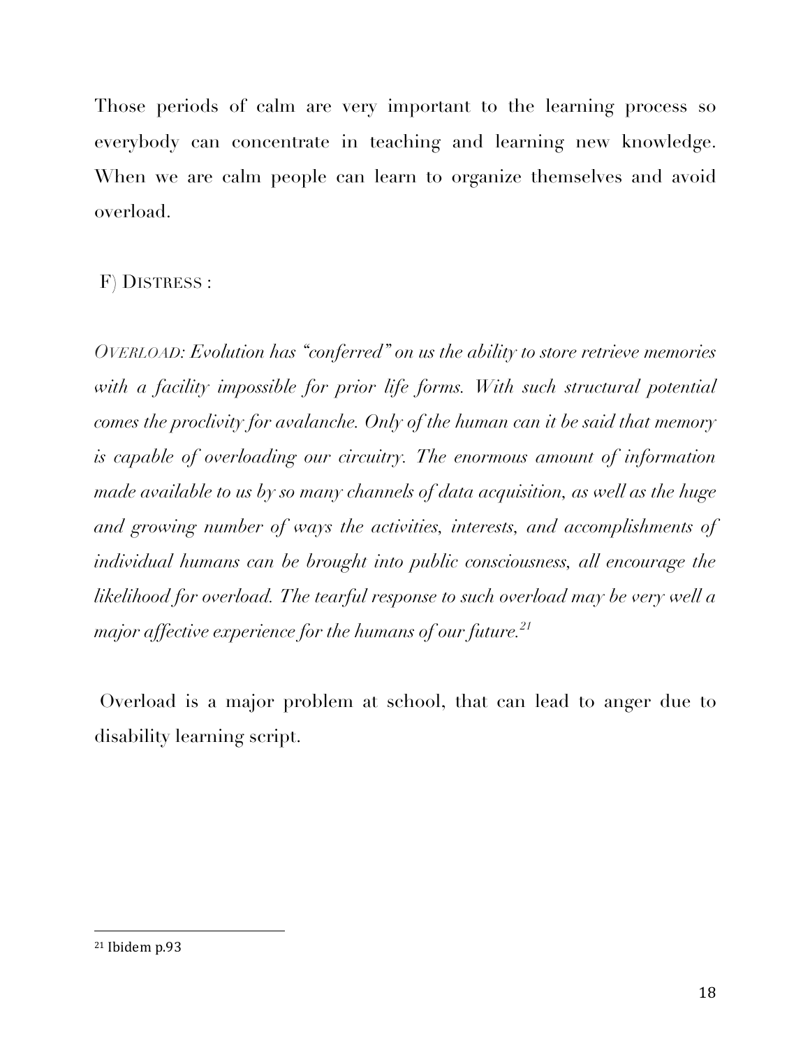Those periods of calm are very important to the learning process so everybody can concentrate in teaching and learning new knowledge. When we are calm people can learn to organize themselves and avoid overload.

F) DISTRESS :

*OVERLOAD: Evolution has "conferred" on us the ability to store retrieve memories with a facility impossible for prior life forms. With such structural potential comes the proclivity for avalanche. Only of the human can it be said that memory is capable of overloading our circuitry. The enormous amount of information made available to us by so many channels of data acquisition, as well as the huge and growing number of ways the activities, interests, and accomplishments of individual humans can be brought into public consciousness, all encourage the likelihood for overload. The tearful response to such overload may be very well a major affective experience for the humans of our future.*[21]

Overload is a major problem at school, that can lead to anger due to disability learning script.

[21] Ibidem p.93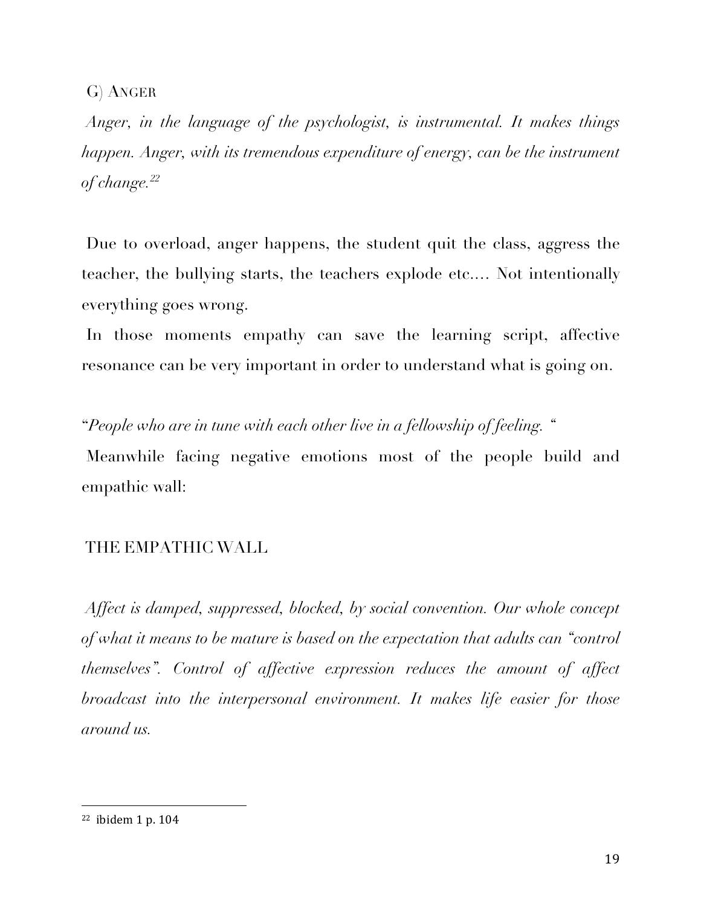### G) Anger

*Anger, in the language of the psychologist, is instrumental. It makes things happen. Anger, with its tremendous expenditure of energy, can be the instrument of change.*[22]

Due to overload, anger happens, the student quit the class, aggress the teacher, the bullying starts, the teachers explode etc.… Not intentionally everything goes wrong.

In those moments empathy can save the learning script, affective resonance can be very important in order to understand what is going on.

"*People who are in tune with each other live in a fellowship of feeling.* "

Meanwhile facing negative emotions most of the people build and empathic wall:

### THE EMPATHIC WALL

*Affect is damped, suppressed, blocked, by social convention. Our whole concept of what it means to be mature is based on the expectation that adults can "control themselves". Control of affective expression reduces the amount of affect broadcast into the interpersonal environment. It makes life easier for those around us.*

---

[22] ibidem 1 p. 104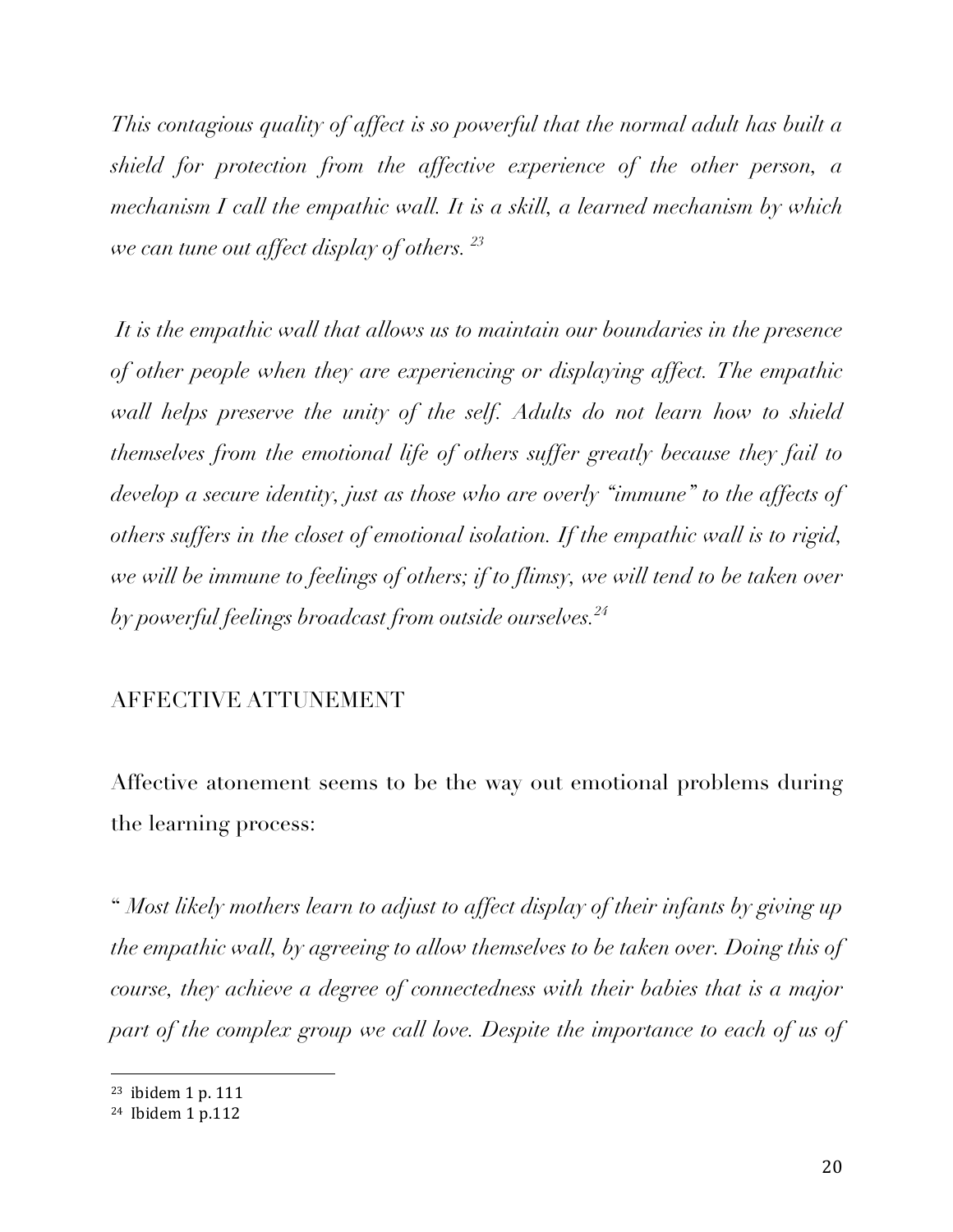*This contagious quality of affect is so powerful that the normal adult has built a shield for protection from the affective experience of the other person, a mechanism I call the empathic wall. It is a skill, a learned mechanism by which we can tune out affect display of others.* [23]

*It is the empathic wall that allows us to maintain our boundaries in the presence of other people when they are experiencing or displaying affect. The empathic wall helps preserve the unity of the self. Adults do not learn how to shield themselves from the emotional life of others suffer greatly because they fail to develop a secure identity, just as those who are overly "immune" to the affects of others suffers in the closet of emotional isolation. If the empathic wall is to rigid, we will be immune to feelings of others; if to flimsy, we will tend to be taken over by powerful feelings broadcast from outside ourselves.*[24]

## AFFECTIVE ATTUNEMENT

Affective atonement seems to be the way out emotional problems during the learning process:

" *Most likely mothers learn to adjust to affect display of their infants by giving up the empathic wall, by agreeing to allow themselves to be taken over. Doing this of course, they achieve a degree of connectedness with their babies that is a major part of the complex group we call love. Despite the importance to each of us of*

---

[23] ibidem 1 p. 111

[24] Ibidem 1 p.112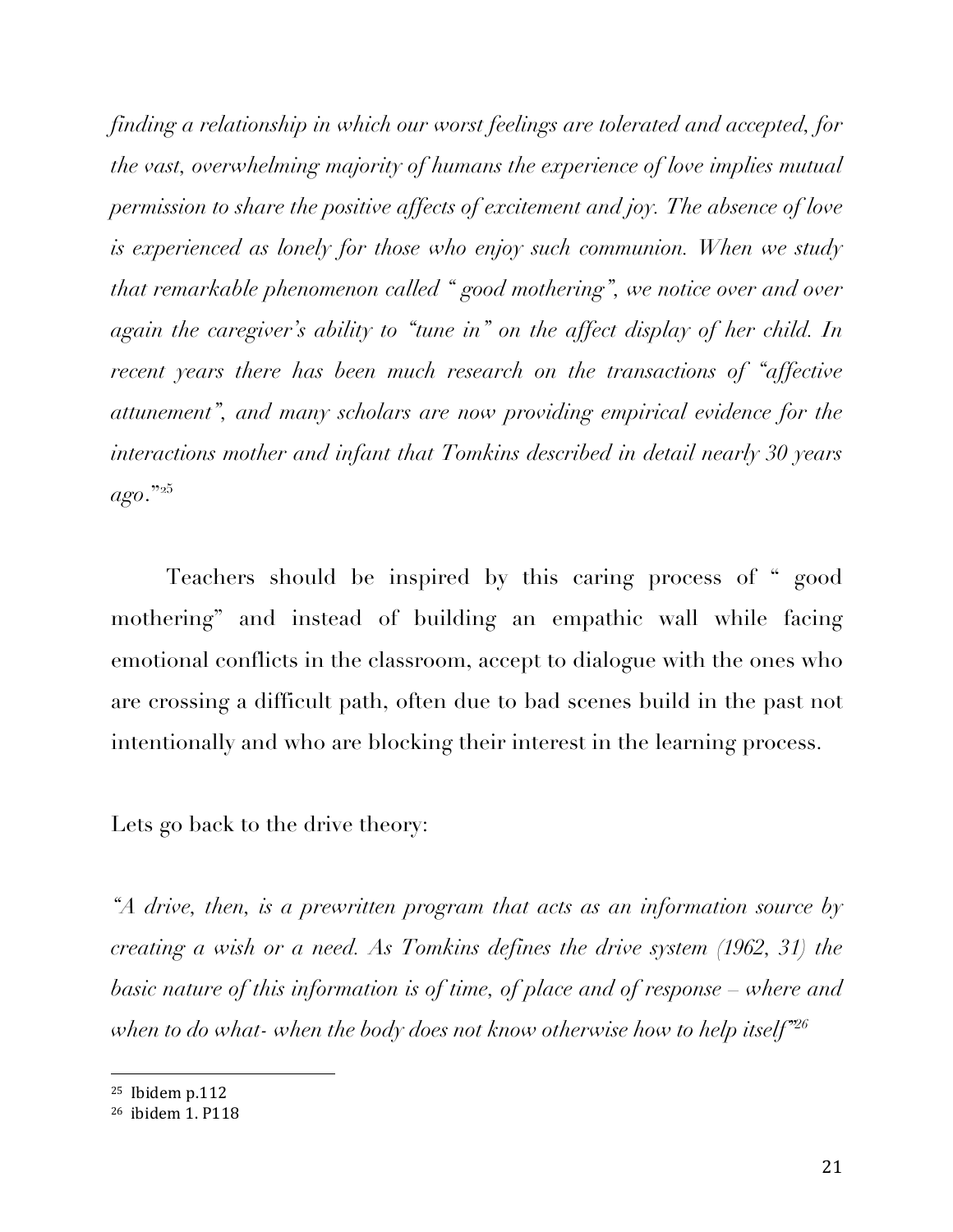*finding a relationship in which our worst feelings are tolerated and accepted, for the vast, overwhelming majority of humans the experience of love implies mutual permission to share the positive affects of excitement and joy. The absence of love is experienced as lonely for those who enjoy such communion. When we study that remarkable phenomenon called " good mothering", we notice over and over again the caregiver's ability to "tune in" on the affect display of her child. In recent years there has been much research on the transactions of "affective attunement", and many scholars are now providing empirical evidence for the interactions mother and infant that Tomkins described in detail nearly 30 years ago*."[25]

Teachers should be inspired by this caring process of " good mothering" and instead of building an empathic wall while facing emotional conflicts in the classroom, accept to dialogue with the ones who are crossing a difficult path, often due to bad scenes build in the past not intentionally and who are blocking their interest in the learning process.

Lets go back to the drive theory:

*"A drive, then, is a prewritten program that acts as an information source by creating a wish or a need. As Tomkins defines the drive system (1962, 31) the basic nature of this information is of time, of place and of response – where and when to do what- when the body does not know otherwise how to help itself"*[26]

---

[25] Ibidem p.112

[26] ibidem 1. P118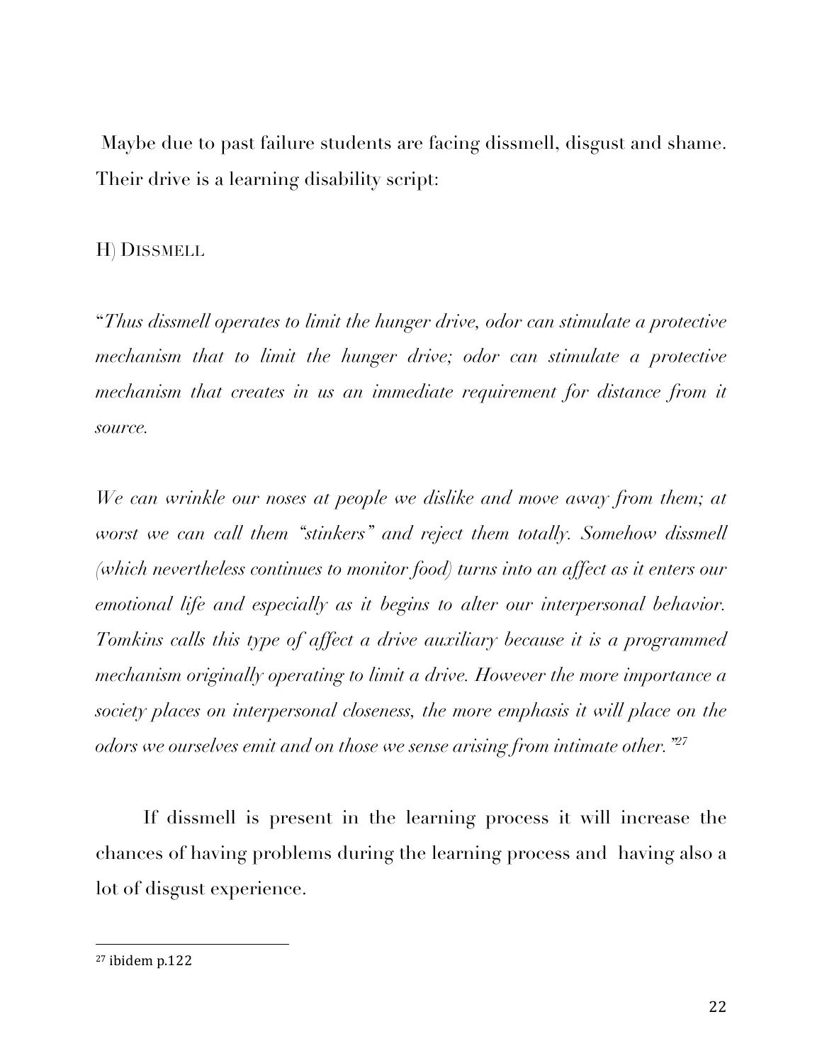Maybe due to past failure students are facing dissmell, disgust and shame. Their drive is a learning disability script:

### H) Dissmell

"*Thus dissmell operates to limit the hunger drive, odor can stimulate a protective mechanism that to limit the hunger drive; odor can stimulate a protective mechanism that creates in us an immediate requirement for distance from it source.*

*We can wrinkle our noses at people we dislike and move away from them; at worst we can call them "stinkers" and reject them totally. Somehow dissmell (which nevertheless continues to monitor food) turns into an affect as it enters our emotional life and especially as it begins to alter our interpersonal behavior. Tomkins calls this type of affect a drive auxiliary because it is a programmed mechanism originally operating to limit a drive. However the more importance a society places on interpersonal closeness, the more emphasis it will place on the odors we ourselves emit and on those we sense arising from intimate other.*"[27]

If dissmell is present in the learning process it will increase the chances of having problems during the learning process and having also a lot of disgust experience.

---

[27] ibidem p.122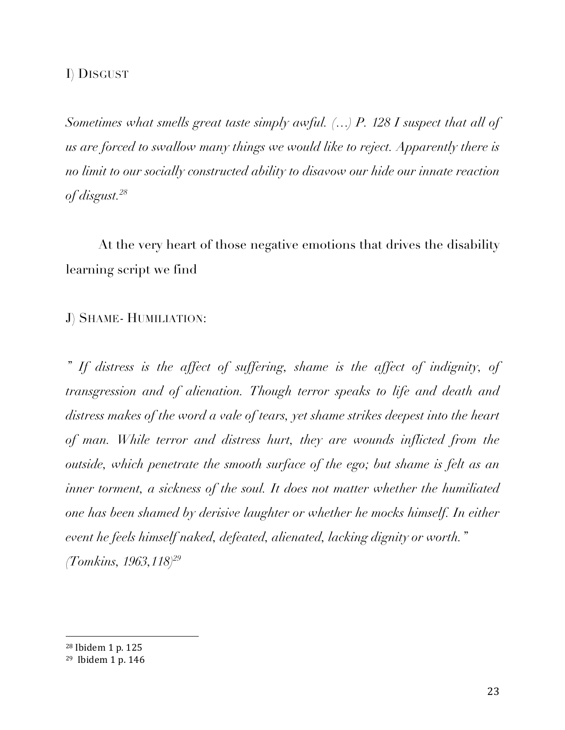I) DISGUST

*Sometimes what smells great taste simply awful. (…) P. 128 I suspect that all of us are forced to swallow many things we would like to reject. Apparently there is no limit to our socially constructed ability to disavow our hide our innate reaction of disgust.*[28]

At the very heart of those negative emotions that drives the disability learning script we find

J) SHAME- HUMILIATION:

*" If distress is the affect of suffering, shame is the affect of indignity, of transgression and of alienation. Though terror speaks to life and death and distress makes of the word a vale of tears, yet shame strikes deepest into the heart of man. While terror and distress hurt, they are wounds inflicted from the outside, which penetrate the smooth surface of the ego; but shame is felt as an inner torment, a sickness of the soul. It does not matter whether the humiliated one has been shamed by derisive laughter or whether he mocks himself. In either event he feels himself naked, defeated, alienated, lacking dignity or worth." (Tomkins, 1963,118)*[29]

---

[28] Ibidem 1 p. 125

[29] Ibidem 1 p. 146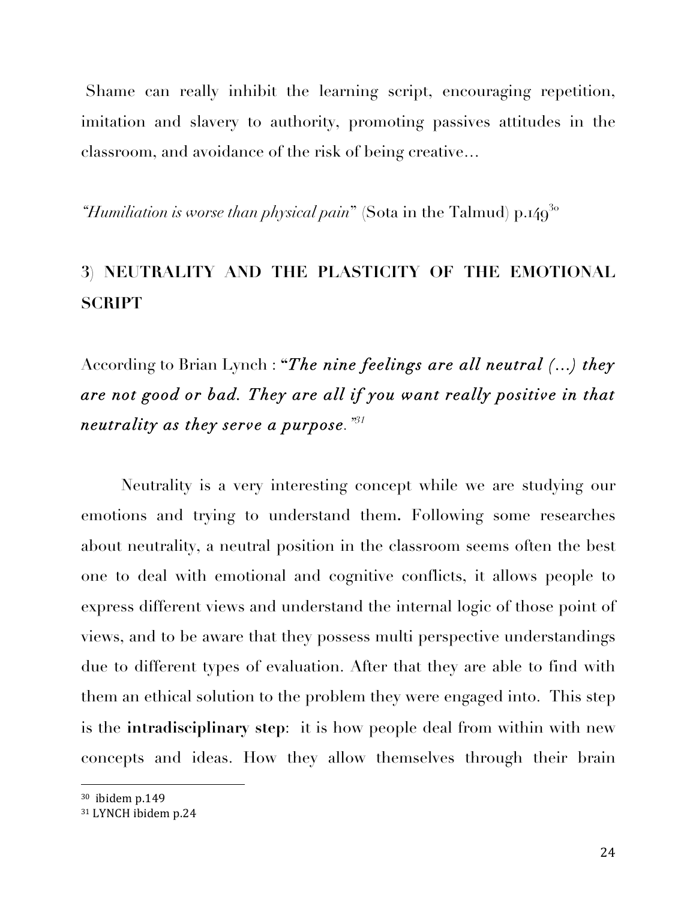Shame can really inhibit the learning script, encouraging repetition, imitation and slavery to authority, promoting passives attitudes in the classroom, and avoidance of the risk of being creative…

*"Humiliation is worse than physical pain"* (Sota in the Talmud) p.149[30]

## 3) NEUTRALITY AND THE PLASTICITY OF THE EMOTIONAL SCRIPT

According to Brian Lynch : **"*The nine feelings are all neutral (…) they are not good or bad. They are all if you want really positive in that neutrality as they serve a purpose*.**"[31]

Neutrality is a very interesting concept while we are studying our emotions and trying to understand them. Following some researches about neutrality, a neutral position in the classroom seems often the best one to deal with emotional and cognitive conflicts, it allows people to express different views and understand the internal logic of those point of views, and to be aware that they possess multi perspective understandings due to different types of evaluation. After that they are able to find with them an ethical solution to the problem they were engaged into. This step is the **intradisciplinary step**: it is how people deal from within with new concepts and ideas. How they allow themselves through their brain

---

[30] ibidem p.149

[31] LYNCH ibidem p.24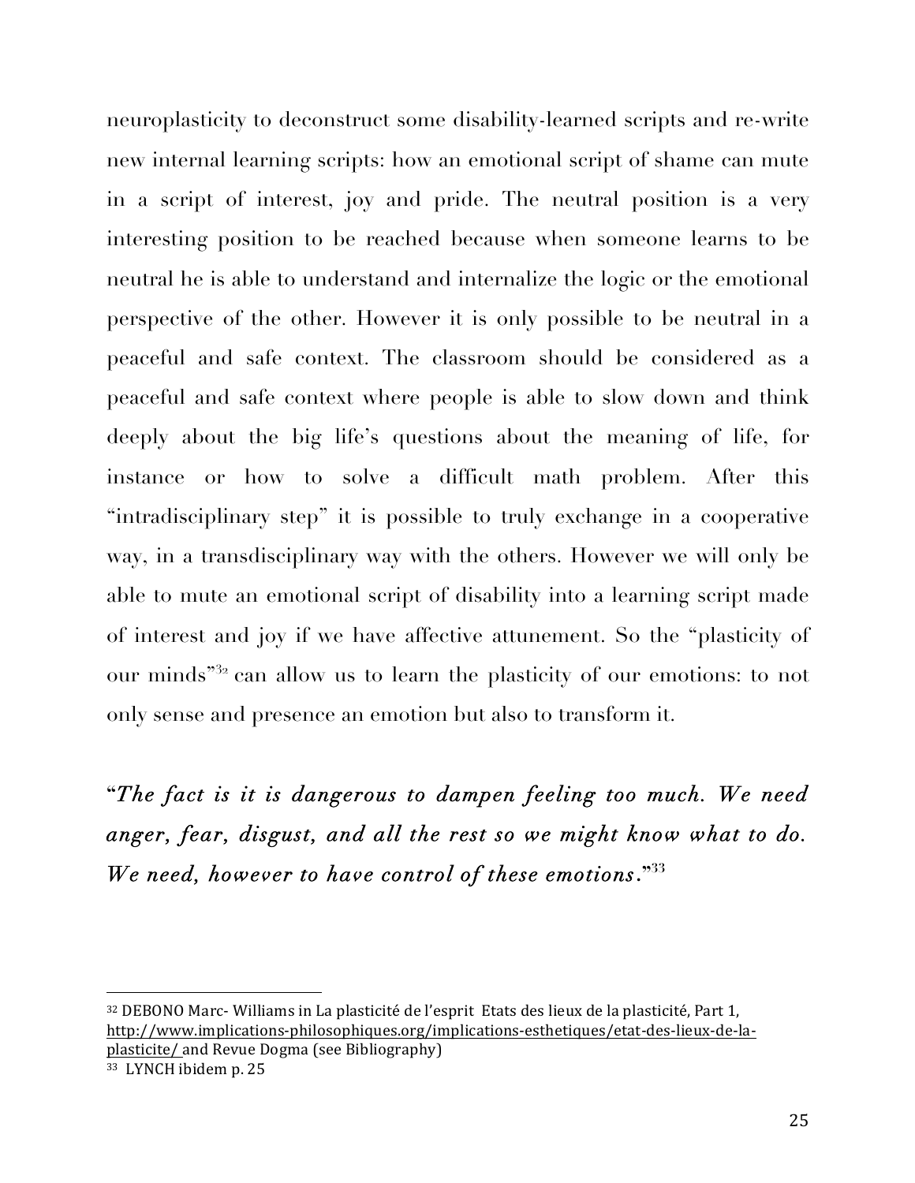neuroplasticity to deconstruct some disability-learned scripts and re-write new internal learning scripts: how an emotional script of shame can mute in a script of interest, joy and pride. The neutral position is a very interesting position to be reached because when someone learns to be neutral he is able to understand and internalize the logic or the emotional perspective of the other. However it is only possible to be neutral in a peaceful and safe context. The classroom should be considered as a peaceful and safe context where people is able to slow down and think deeply about the big life's questions about the meaning of life, for instance or how to solve a difficult math problem. After this "intradisciplinary step" it is possible to truly exchange in a cooperative way, in a transdisciplinary way with the others. However we will only be able to mute an emotional script of disability into a learning script made of interest and joy if we have affective attunement. So the "plasticity of our minds"[32] can allow us to learn the plasticity of our emotions: to not only sense and presence an emotion but also to transform it.

"*The fact is it is dangerous to dampen feeling too much. We need anger, fear, disgust, and all the rest so we might know what to do. We need, however to have control of these emotions*."[33]

---

[32] DEBONO Marc- Williams in La plasticité de l'esprit Etats des lieux de la plasticité, Part 1, http://www.implications-philosophiques.org/implications-esthetiques/etat-des-lieux-de-la-plasticite/ and Revue Dogma (see Bibliography)

[33] LYNCH ibidem p. 25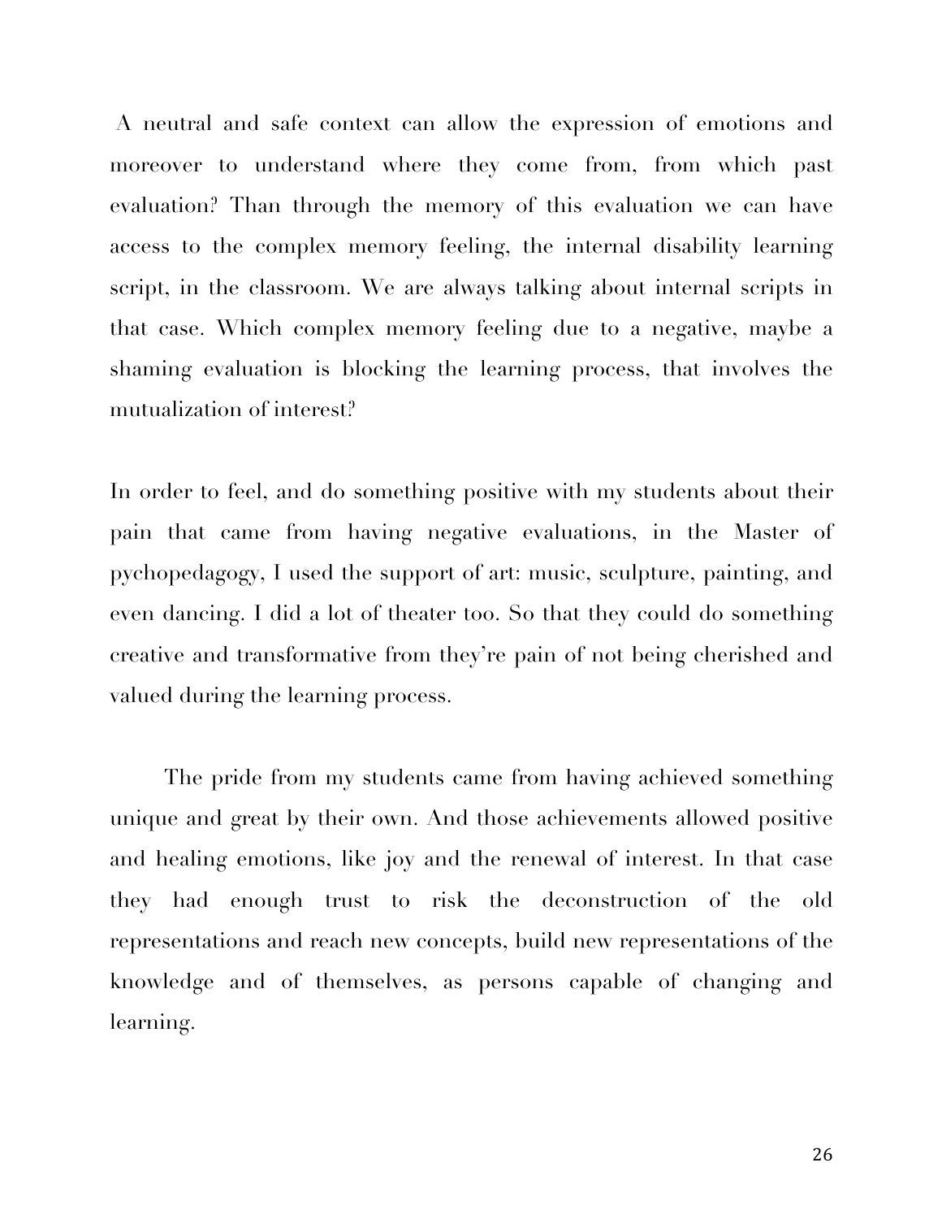A neutral and safe context can allow the expression of emotions and moreover to understand where they come from, from which past evaluation? Than through the memory of this evaluation we can have access to the complex memory feeling, the internal disability learning script, in the classroom. We are always talking about internal scripts in that case. Which complex memory feeling due to a negative, maybe a shaming evaluation is blocking the learning process, that involves the mutualization of interest?

In order to feel, and do something positive with my students about their pain that came from having negative evaluations, in the Master of pychopedagogy, I used the support of art: music, sculpture, painting, and even dancing. I did a lot of theater too. So that they could do something creative and transformative from they're pain of not being cherished and valued during the learning process.

The pride from my students came from having achieved something unique and great by their own. And those achievements allowed positive and healing emotions, like joy and the renewal of interest. In that case they had enough trust to risk the deconstruction of the old representations and reach new concepts, build new representations of the knowledge and of themselves, as persons capable of changing and learning.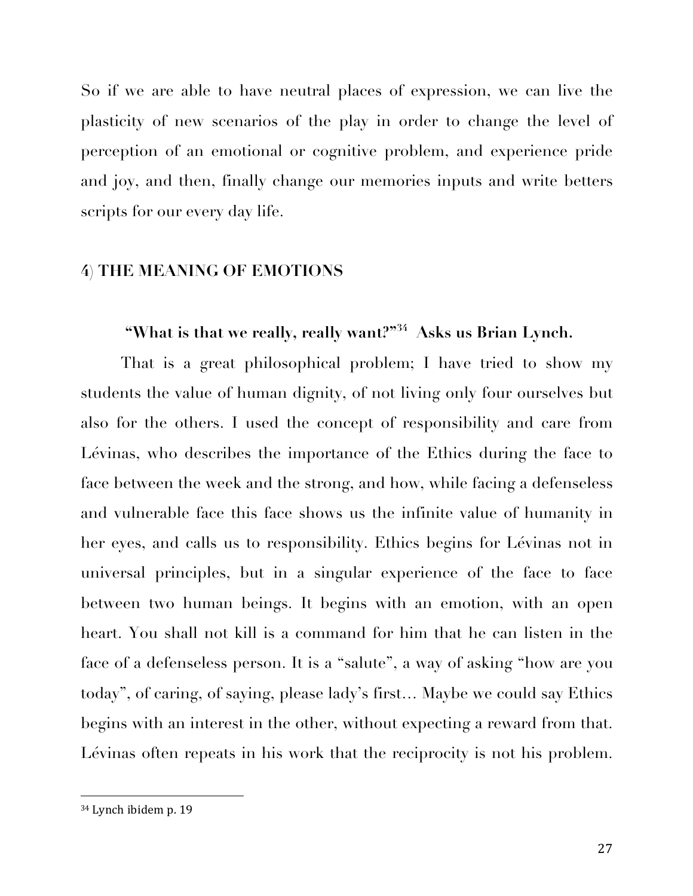So if we are able to have neutral places of expression, we can live the plasticity of new scenarios of the play in order to change the level of perception of an emotional or cognitive problem, and experience pride and joy, and then, finally change our memories inputs and write betters scripts for our every day life.

## 4) THE MEANING OF EMOTIONS

**"What is that we really, really want?"[34] Asks us Brian Lynch.**

That is a great philosophical problem; I have tried to show my students the value of human dignity, of not living only four ourselves but also for the others. I used the concept of responsibility and care from Lévinas, who describes the importance of the Ethics during the face to face between the week and the strong, and how, while facing a defenseless and vulnerable face this face shows us the infinite value of humanity in her eyes, and calls us to responsibility. Ethics begins for Lévinas not in universal principles, but in a singular experience of the face to face between two human beings. It begins with an emotion, with an open heart. You shall not kill is a command for him that he can listen in the face of a defenseless person. It is a "salute", a way of asking "how are you today", of caring, of saying, please lady's first... Maybe we could say Ethics begins with an interest in the other, without expecting a reward from that. Lévinas often repeats in his work that the reciprocity is not his problem.

---

[34] Lynch ibidem p. 19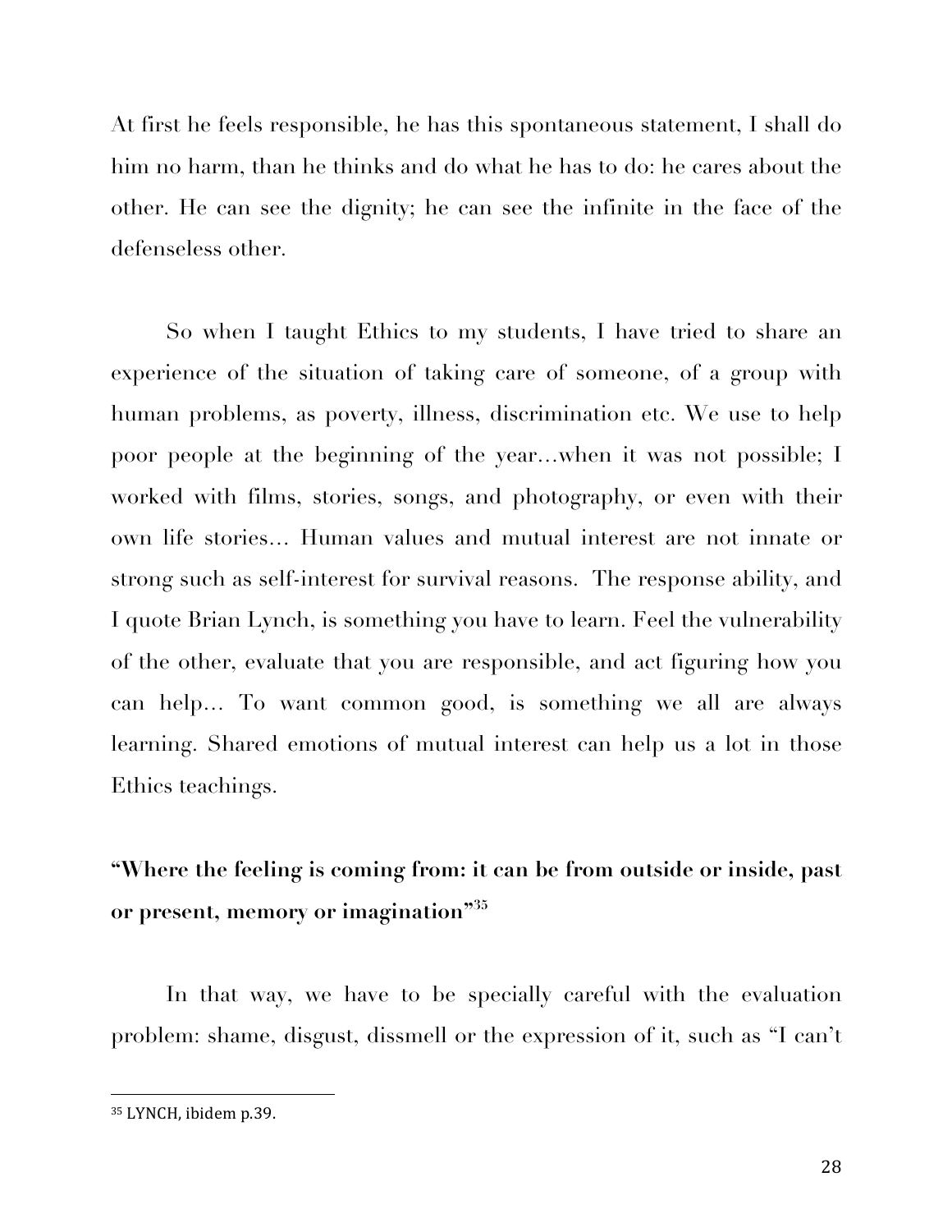At first he feels responsible, he has this spontaneous statement, I shall do him no harm, than he thinks and do what he has to do: he cares about the other. He can see the dignity; he can see the infinite in the face of the defenseless other.

So when I taught Ethics to my students, I have tried to share an experience of the situation of taking care of someone, of a group with human problems, as poverty, illness, discrimination etc. We use to help poor people at the beginning of the year…when it was not possible; I worked with films, stories, songs, and photography, or even with their own life stories… Human values and mutual interest are not innate or strong such as self-interest for survival reasons. The response ability, and I quote Brian Lynch, is something you have to learn. Feel the vulnerability of the other, evaluate that you are responsible, and act figuring how you can help… To want common good, is something we all are always learning. Shared emotions of mutual interest can help us a lot in those Ethics teachings.

**"Where the feeling is coming from: it can be from outside or inside, past or present, memory or imagination"**[35]

In that way, we have to be specially careful with the evaluation problem: shame, disgust, dissmell or the expression of it, such as "I can't

---

[35] LYNCH, ibidem p.39.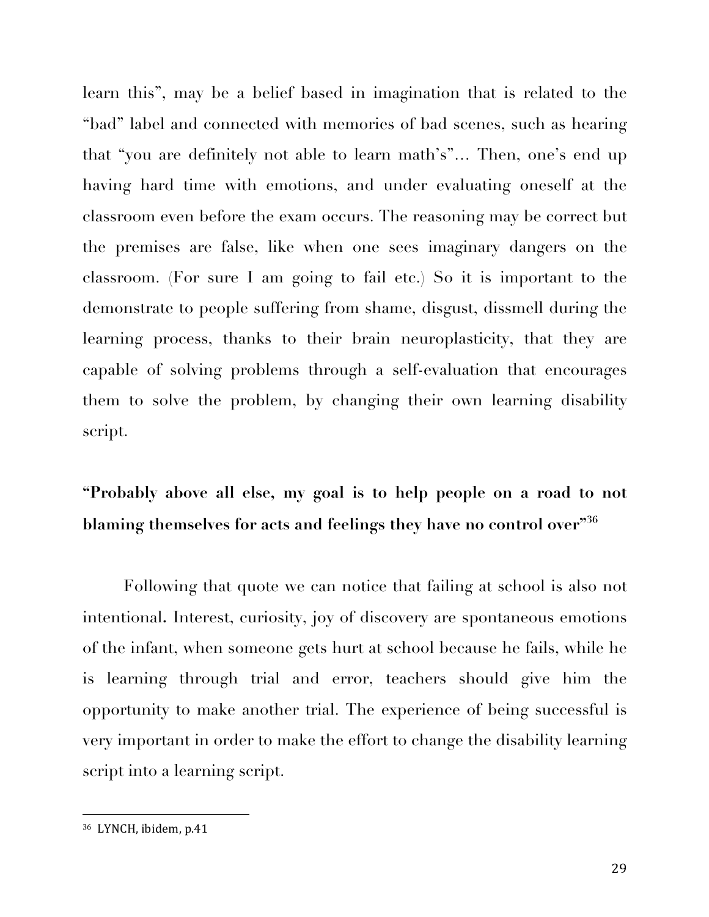learn this", may be a belief based in imagination that is related to the "bad" label and connected with memories of bad scenes, such as hearing that "you are definitely not able to learn math's"... Then, one's end up having hard time with emotions, and under evaluating oneself at the classroom even before the exam occurs. The reasoning may be correct but the premises are false, like when one sees imaginary dangers on the classroom. (For sure I am going to fail etc.) So it is important to the demonstrate to people suffering from shame, disgust, dissmell during the learning process, thanks to their brain neuroplasticity, that they are capable of solving problems through a self-evaluation that encourages them to solve the problem, by changing their own learning disability script.

**"Probably above all else, my goal is to help people on a road to not blaming themselves for acts and feelings they have no control over"[36]**

Following that quote we can notice that failing at school is also not intentional. Interest, curiosity, joy of discovery are spontaneous emotions of the infant, when someone gets hurt at school because he fails, while he is learning through trial and error, teachers should give him the opportunity to make another trial. The experience of being successful is very important in order to make the effort to change the disability learning script into a learning script.

---

[36] LYNCH, ibidem, p.41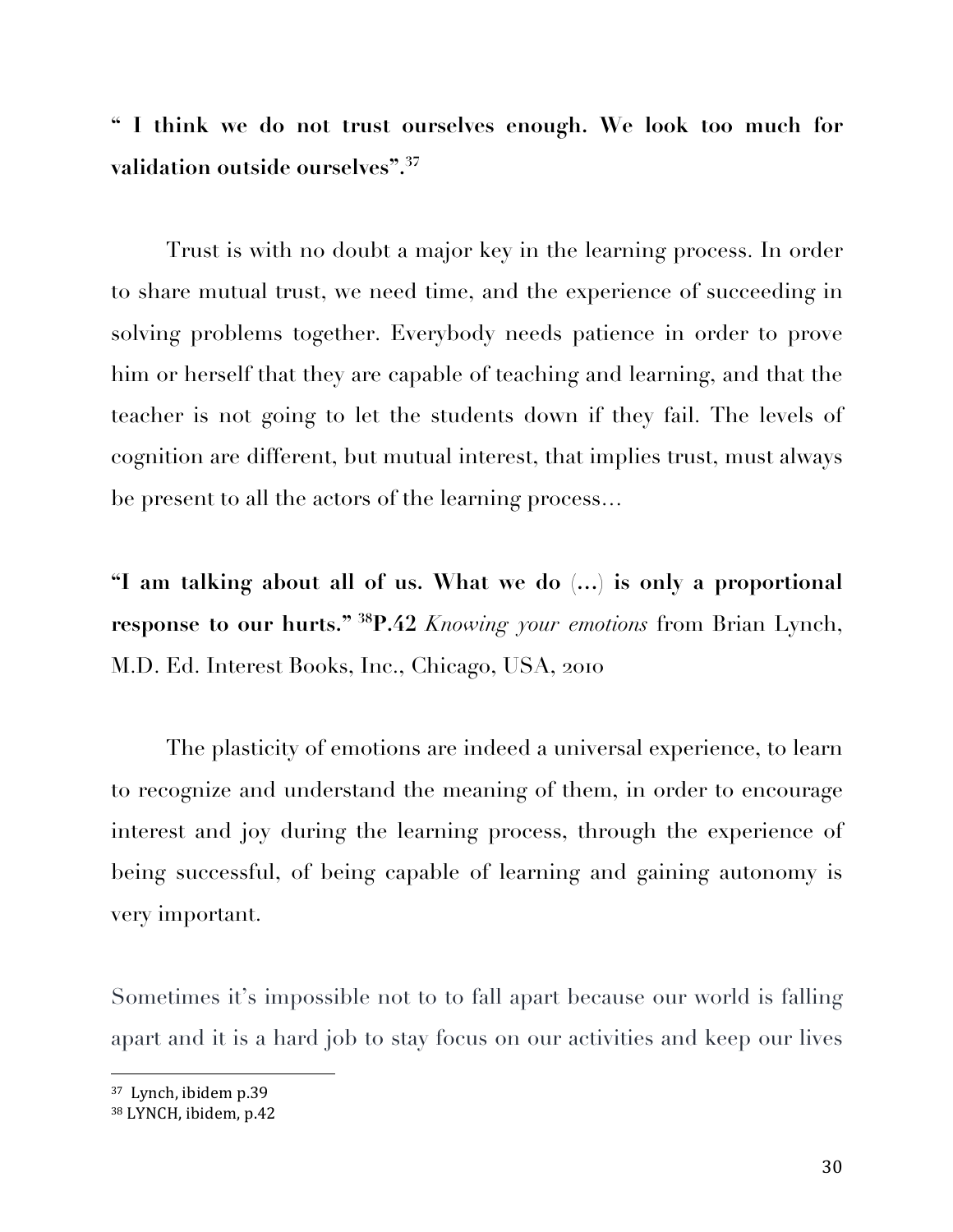**" I think we do not trust ourselves enough. We look too much for validation outside ourselves".[37]**

Trust is with no doubt a major key in the learning process. In order to share mutual trust, we need time, and the experience of succeeding in solving problems together. Everybody needs patience in order to prove him or herself that they are capable of teaching and learning, and that the teacher is not going to let the students down if they fail. The levels of cognition are different, but mutual interest, that implies trust, must always be present to all the actors of the learning process...

**"I am talking about all of us. What we do (...) is only a proportional response to our hurts." [38]P.42** *Knowing your emotions* from Brian Lynch, M.D. Ed. Interest Books, Inc., Chicago, USA, 2010

The plasticity of emotions are indeed a universal experience, to learn to recognize and understand the meaning of them, in order to encourage interest and joy during the learning process, through the experience of being successful, of being capable of learning and gaining autonomy is very important.

Sometimes it's impossible not to to fall apart because our world is falling apart and it is a hard job to stay focus on our activities and keep our lives

---

[37] Lynch, ibidem p.39

[38] LYNCH, ibidem, p.42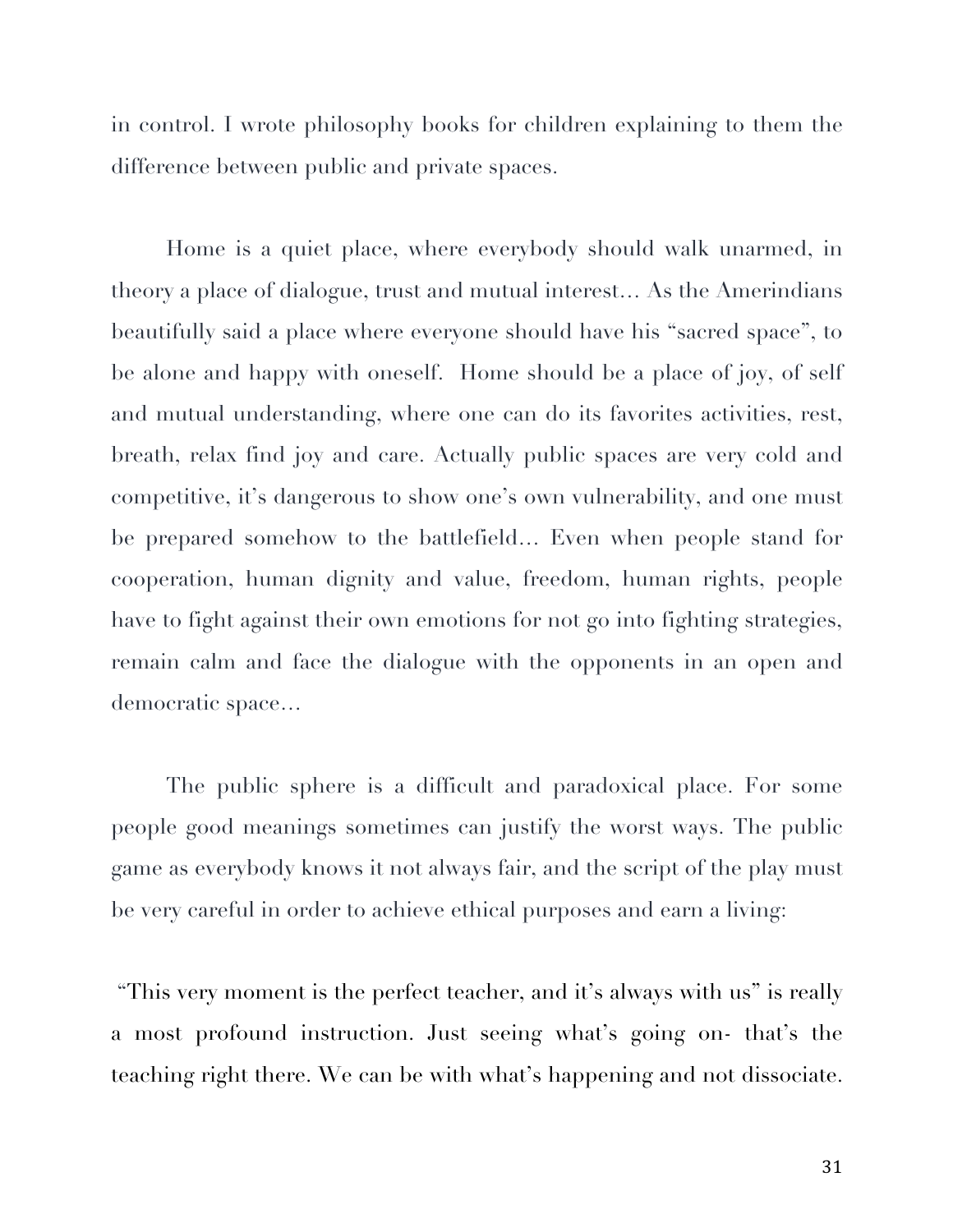in control. I wrote philosophy books for children explaining to them the difference between public and private spaces.

Home is a quiet place, where everybody should walk unarmed, in theory a place of dialogue, trust and mutual interest… As the Amerindians beautifully said a place where everyone should have his "sacred space", to be alone and happy with oneself. Home should be a place of joy, of self and mutual understanding, where one can do its favorites activities, rest, breath, relax find joy and care. Actually public spaces are very cold and competitive, it's dangerous to show one's own vulnerability, and one must be prepared somehow to the battlefield… Even when people stand for cooperation, human dignity and value, freedom, human rights, people have to fight against their own emotions for not go into fighting strategies, remain calm and face the dialogue with the opponents in an open and democratic space…

The public sphere is a difficult and paradoxical place. For some people good meanings sometimes can justify the worst ways. The public game as everybody knows it not always fair, and the script of the play must be very careful in order to achieve ethical purposes and earn a living:

"This very moment is the perfect teacher, and it's always with us" is really a most profound instruction. Just seeing what's going on- that's the teaching right there. We can be with what's happening and not dissociate.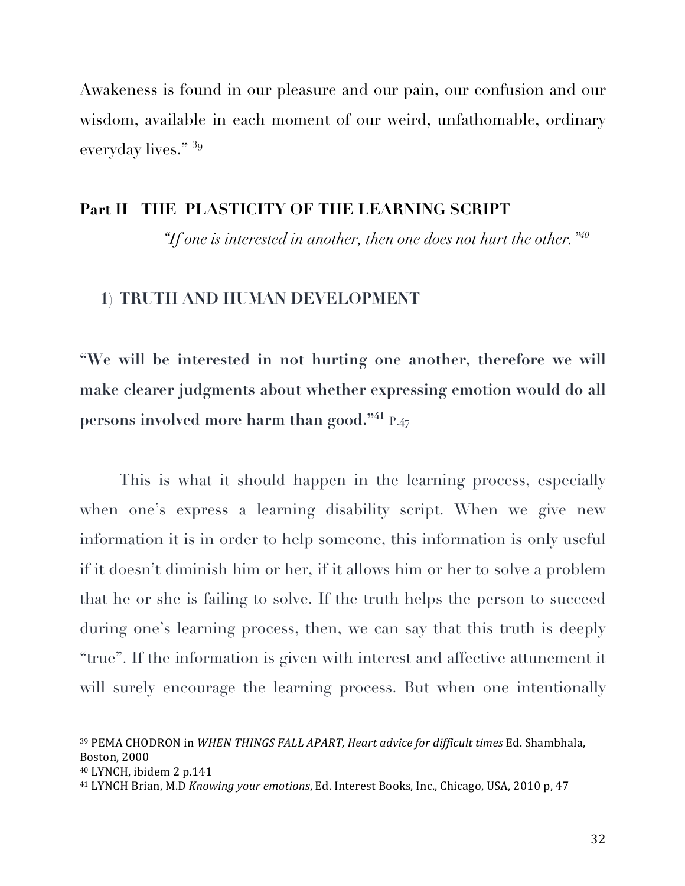Awakeness is found in our pleasure and our pain, our confusion and our wisdom, available in each moment of our weird, unfathomable, ordinary everyday lives." [39]

## Part II THE PLASTICITY OF THE LEARNING SCRIPT

*"If one is interested in another, then one does not hurt the other."*[40]

### 1) TRUTH AND HUMAN DEVELOPMENT

**"We will be interested in not hurting one another, therefore we will make clearer judgments about whether expressing emotion would do all persons involved more harm than good."**[41] P.47

This is what it should happen in the learning process, especially when one's express a learning disability script. When we give new information it is in order to help someone, this information is only useful if it doesn't diminish him or her, if it allows him or her to solve a problem that he or she is failing to solve. If the truth helps the person to succeed during one's learning process, then, we can say that this truth is deeply "true". If the information is given with interest and affective attunement it will surely encourage the learning process. But when one intentionally

---

[39] PEMA CHODRON in *WHEN THINGS FALL APART, Heart advice for difficult times* Ed. Shambhala, Boston, 2000

[40] LYNCH, ibidem 2 p.141

[41] LYNCH Brian, M.D *Knowing your emotions*, Ed. Interest Books, Inc., Chicago, USA, 2010 p, 47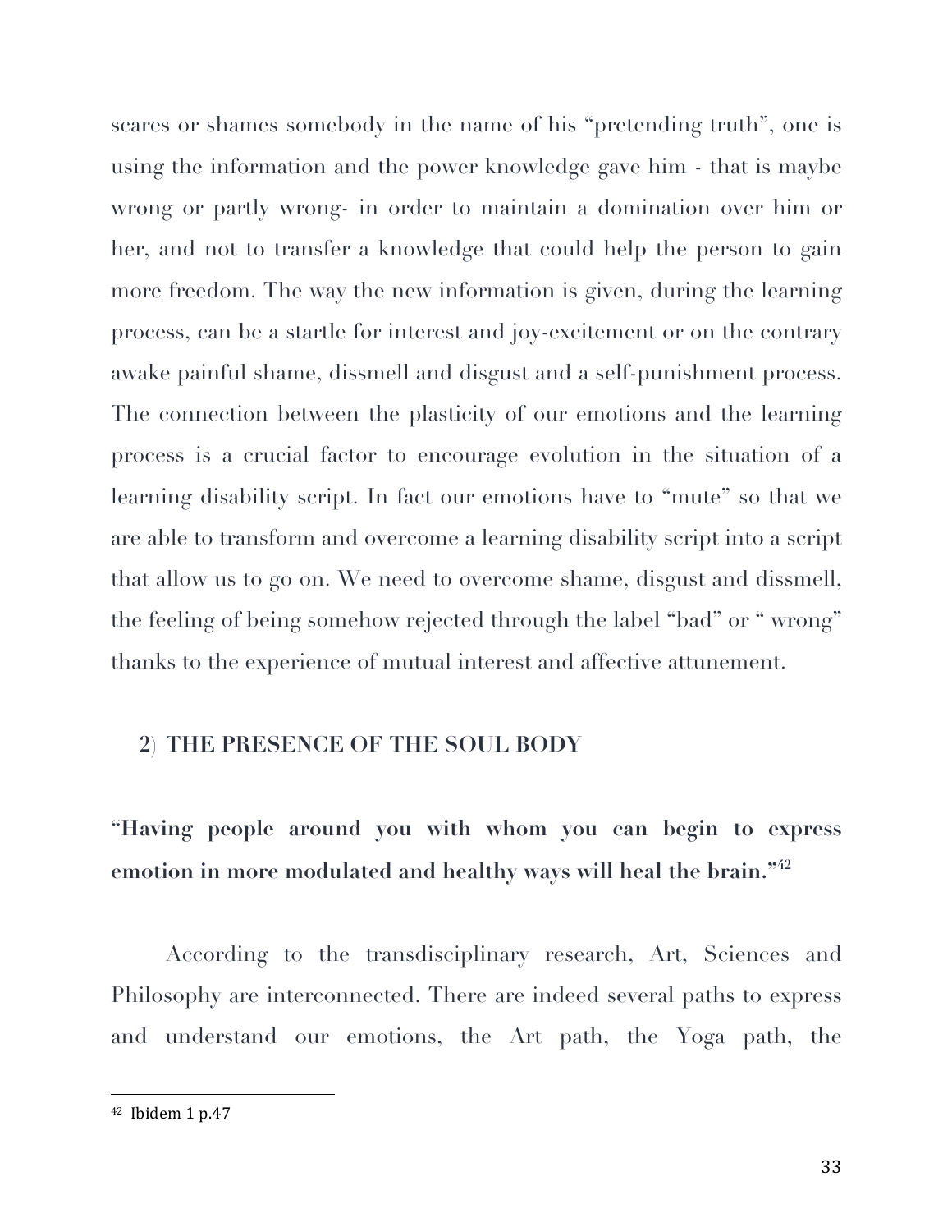scares or shames somebody in the name of his “pretending truth”, one is using the information and the power knowledge gave him - that is maybe wrong or partly wrong- in order to maintain a domination over him or her, and not to transfer a knowledge that could help the person to gain more freedom. The way the new information is given, during the learning process, can be a startle for interest and joy-excitement or on the contrary awake painful shame, dissmell and disgust and a self-punishment process. The connection between the plasticity of our emotions and the learning process is a crucial factor to encourage evolution in the situation of a learning disability script. In fact our emotions have to “mute” so that we are able to transform and overcome a learning disability script into a script that allow us to go on. We need to overcome shame, disgust and dissmell, the feeling of being somehow rejected through the label “bad” or “ wrong” thanks to the experience of mutual interest and affective attunement.

## 2) THE PRESENCE OF THE SOUL BODY

**“Having people around you with whom you can begin to express emotion in more modulated and healthy ways will heal the brain.”[42]**

According to the transdisciplinary research, Art, Sciences and Philosophy are interconnected. There are indeed several paths to express and understand our emotions, the Art path, the Yoga path, the

---

[42] Ibidem 1 p.47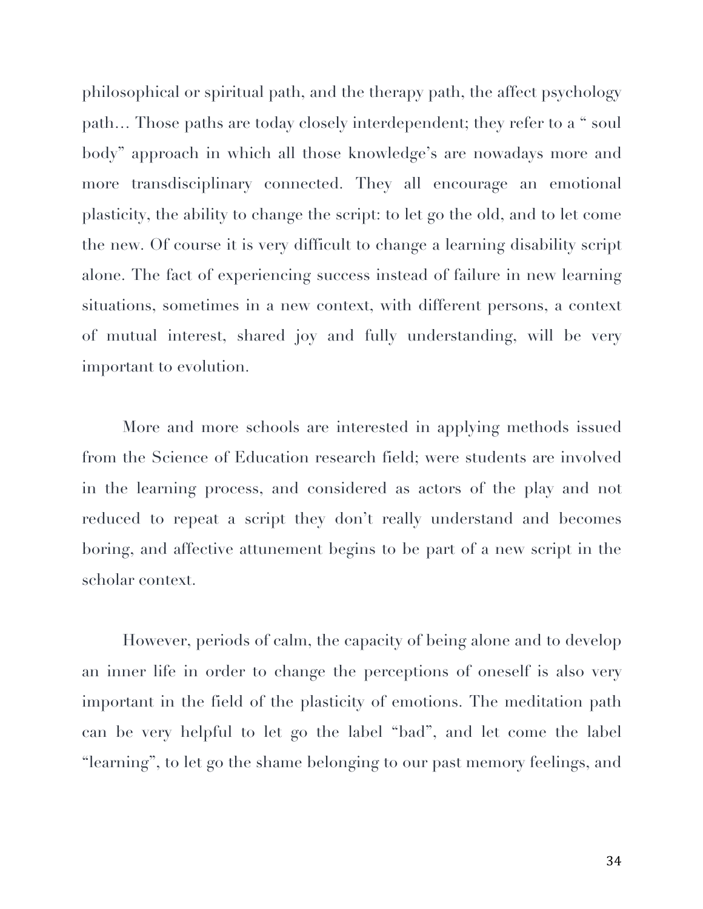philosophical or spiritual path, and the therapy path, the affect psychology path… Those paths are today closely interdependent; they refer to a " soul body" approach in which all those knowledge's are nowadays more and more transdisciplinary connected. They all encourage an emotional plasticity, the ability to change the script: to let go the old, and to let come the new. Of course it is very difficult to change a learning disability script alone. The fact of experiencing success instead of failure in new learning situations, sometimes in a new context, with different persons, a context of mutual interest, shared joy and fully understanding, will be very important to evolution.

More and more schools are interested in applying methods issued from the Science of Education research field; were students are involved in the learning process, and considered as actors of the play and not reduced to repeat a script they don't really understand and becomes boring, and affective attunement begins to be part of a new script in the scholar context.

However, periods of calm, the capacity of being alone and to develop an inner life in order to change the perceptions of oneself is also very important in the field of the plasticity of emotions. The meditation path can be very helpful to let go the label "bad", and let come the label "learning", to let go the shame belonging to our past memory feelings, and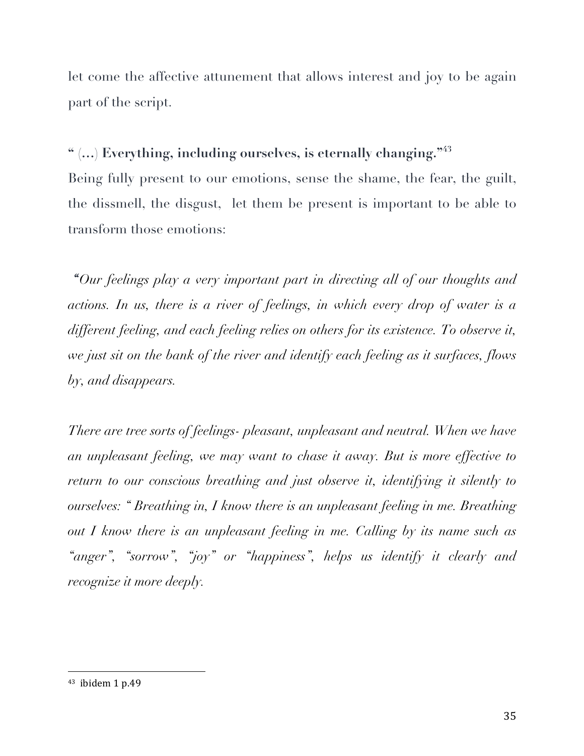let come the affective attunement that allows interest and joy to be again part of the script.

**" (...) Everything, including ourselves, is eternally changing."**[43]

Being fully present to our emotions, sense the shame, the fear, the guilt, the dissmell, the disgust,  let them be present is important to be able to transform those emotions:

*"Our feelings play a very important part in directing all of our thoughts and actions. In us, there is a river of feelings, in which every drop of water is a different feeling, and each feeling relies on others for its existence. To observe it, we just sit on the bank of the river and identify each feeling as it surfaces, flows by, and disappears.*

*There are tree sorts of feelings- pleasant, unpleasant and neutral. When we have an unpleasant feeling, we may want to chase it away. But is more effective to return to our conscious breathing and just observe it, identifying it silently to ourselves: " Breathing in, I know there is an unpleasant feeling in me. Breathing out I know there is an unpleasant feeling in me. Calling by its name such as "anger", "sorrow", "joy" or "happiness", helps us identify it clearly and recognize it more deeply.*

---

[43] ibidem 1 p.49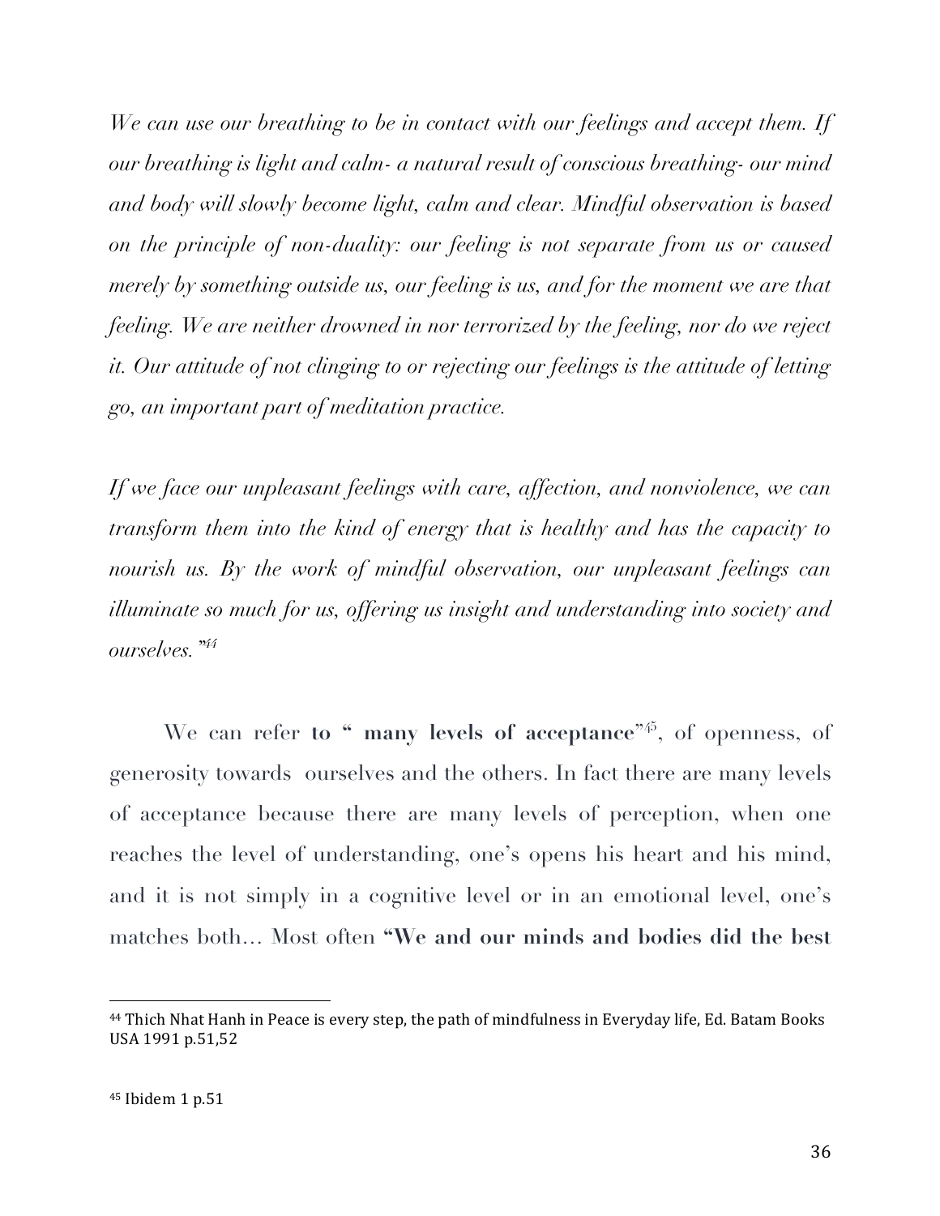*We can use our breathing to be in contact with our feelings and accept them. If our breathing is light and calm- a natural result of conscious breathing- our mind and body will slowly become light, calm and clear. Mindful observation is based on the principle of non-duality: our feeling is not separate from us or caused merely by something outside us, our feeling is us, and for the moment we are that feeling. We are neither drowned in nor terrorized by the feeling, nor do we reject it. Our attitude of not clinging to or rejecting our feelings is the attitude of letting go, an important part of meditation practice.*

*If we face our unpleasant feelings with care, affection, and nonviolence, we can transform them into the kind of energy that is healthy and has the capacity to nourish us. By the work of mindful observation, our unpleasant feelings can illuminate so much for us, offering us insight and understanding into society and ourselves."*[44]

We can refer **to " many levels of acceptance**"[45], of openness, of generosity towards ourselves and the others. In fact there are many levels of acceptance because there are many levels of perception, when one reaches the level of understanding, one's opens his heart and his mind, and it is not simply in a cognitive level or in an emotional level, one's matches both… Most often **"We and our minds and bodies did the best**

---

[44] Thich Nhat Hanh in Peace is every step, the path of mindfulness in Everyday life, Ed. Batam Books USA 1991 p.51,52

[45] Ibidem 1 p.51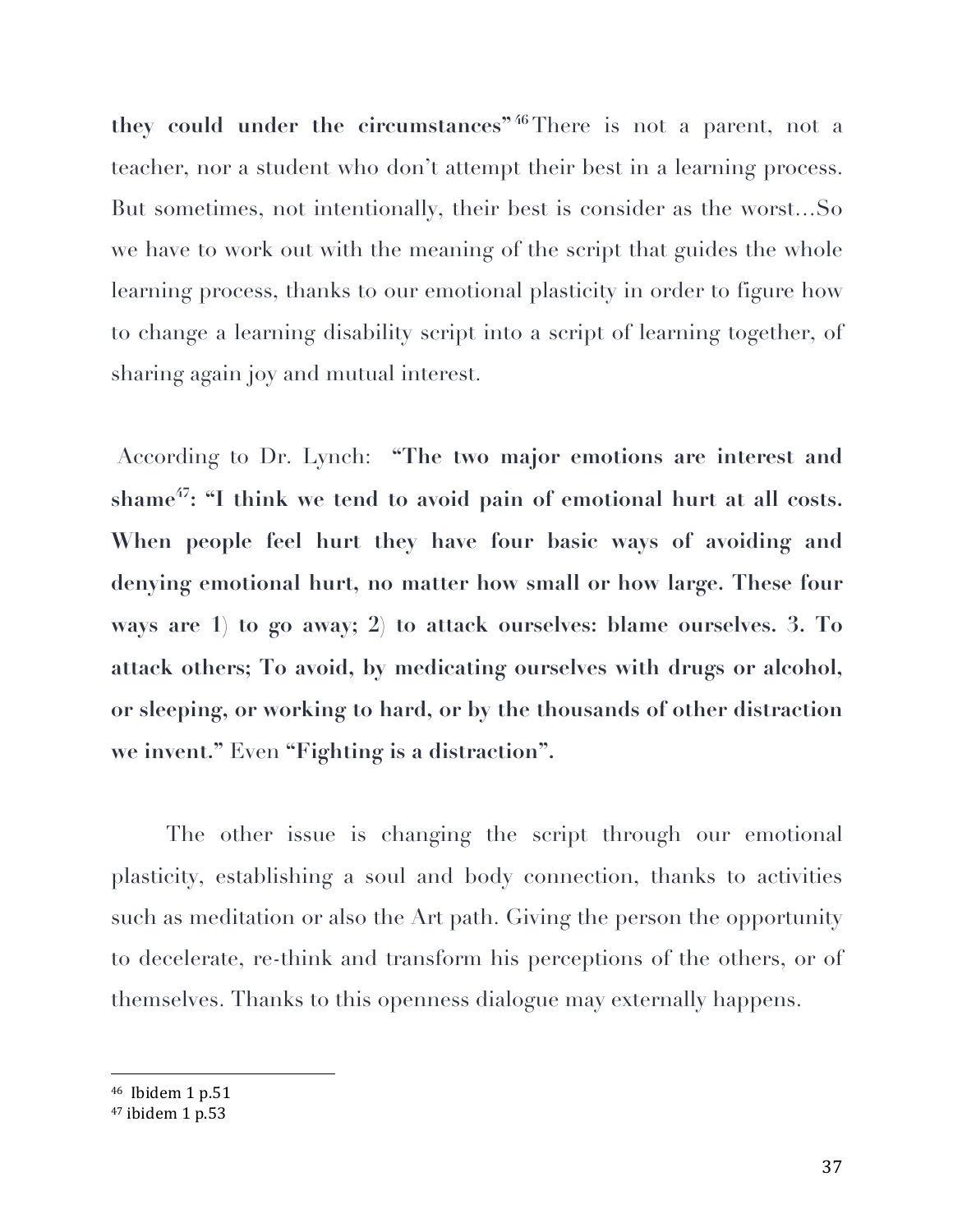**they could under the circumstances”**[46] There is not a parent, not a teacher, nor a student who don’t attempt their best in a learning process. But sometimes, not intentionally, their best is consider as the worst…So we have to work out with the meaning of the script that guides the whole learning process, thanks to our emotional plasticity in order to figure how to change a learning disability script into a script of learning together, of sharing again joy and mutual interest.

According to Dr. Lynch: **“The two major emotions are interest and shame**[47]**: “I think we tend to avoid pain of emotional hurt at all costs. When people feel hurt they have four basic ways of avoiding and denying emotional hurt, no matter how small or how large. These four ways are 1) to go away; 2) to attack ourselves: blame ourselves. 3. To attack others; To avoid, by medicating ourselves with drugs or alcohol, or sleeping, or working to hard, or by the thousands of other distraction we invent.”** Even **“Fighting is a distraction”.**

The other issue is changing the script through our emotional plasticity, establishing a soul and body connection, thanks to activities such as meditation or also the Art path. Giving the person the opportunity to decelerate, re-think and transform his perceptions of the others, or of themselves. Thanks to this openness dialogue may externally happens.

---

[46] Ibidem 1 p.51
[47] ibidem 1 p.53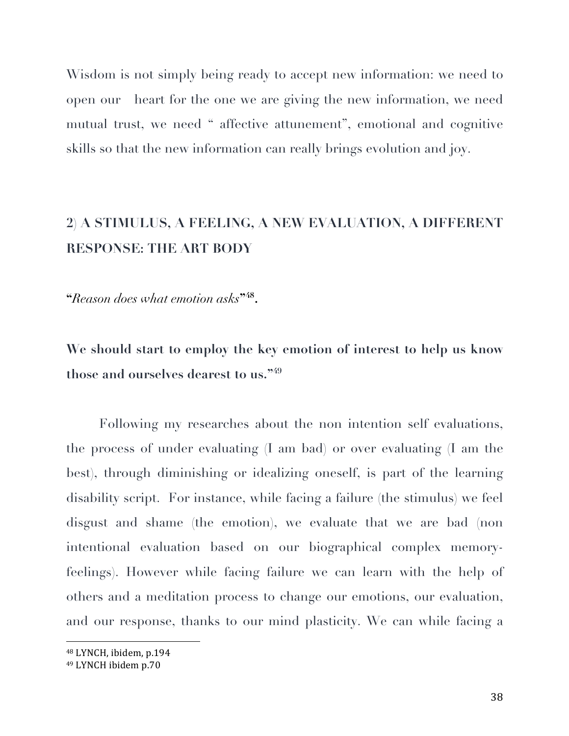Wisdom is not simply being ready to accept new information: we need to open our heart for the one we are giving the new information, we need mutual trust, we need " affective attunement", emotional and cognitive skills so that the new information can really brings evolution and joy.

## 2) A STIMULUS, A FEELING, A NEW EVALUATION, A DIFFERENT RESPONSE: THE ART BODY

**"***Reason does what emotion asks***"[48].**

**We should start to employ the key emotion of interest to help us know those and ourselves dearest to us."[49]**

Following my researches about the non intention self evaluations, the process of under evaluating (I am bad) or over evaluating (I am the best), through diminishing or idealizing oneself, is part of the learning disability script. For instance, while facing a failure (the stimulus) we feel disgust and shame (the emotion), we evaluate that we are bad (non intentional evaluation based on our biographical complex memory-feelings). However while facing failure we can learn with the help of others and a meditation process to change our emotions, our evaluation, and our response, thanks to our mind plasticity. We can while facing a

---

[48] LYNCH, ibidem, p.194

[49] LYNCH ibidem p.70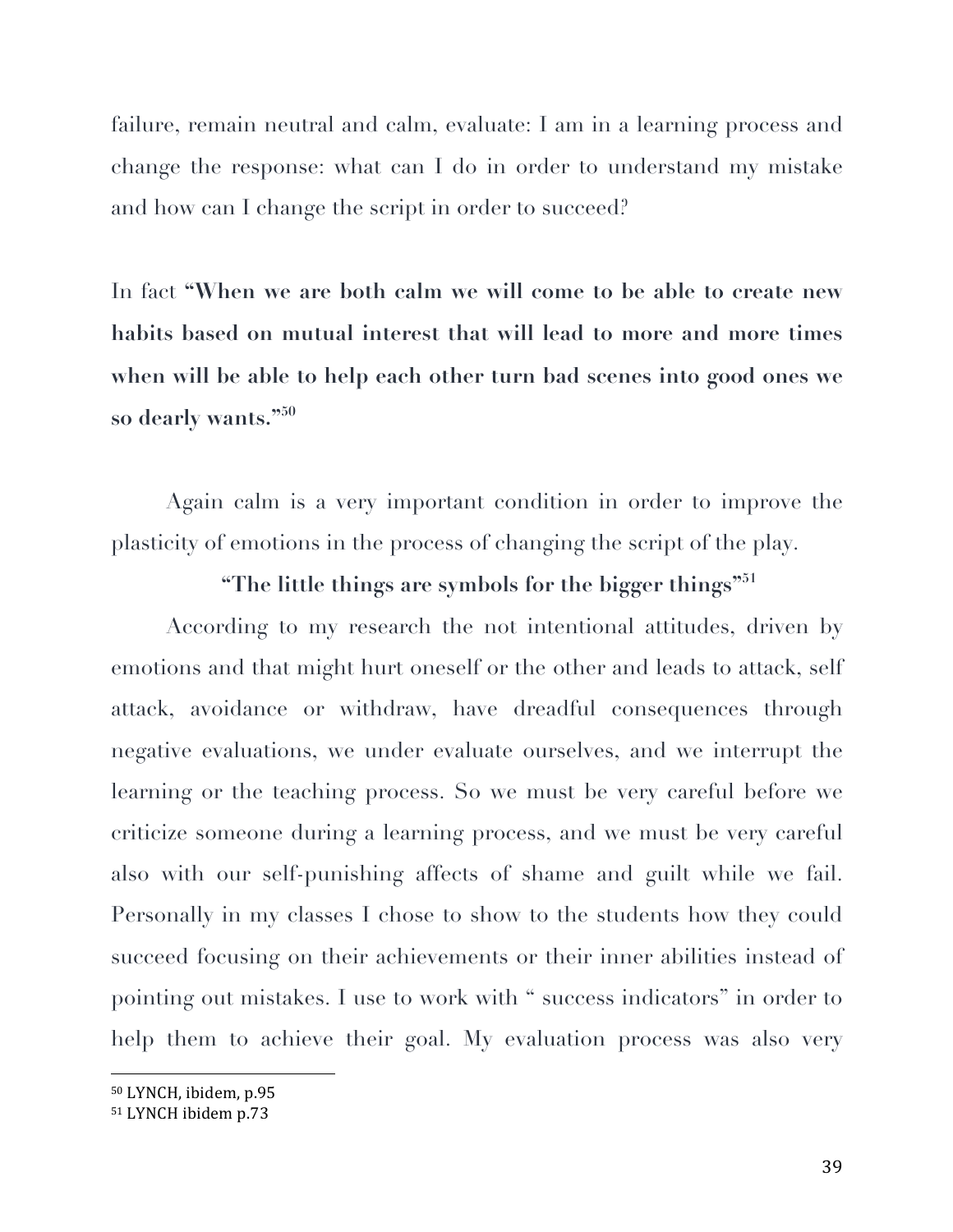failure, remain neutral and calm, evaluate: I am in a learning process and change the response: what can I do in order to understand my mistake and how can I change the script in order to succeed?

In fact **"When we are both calm we will come to be able to create new habits based on mutual interest that will lead to more and more times when will be able to help each other turn bad scenes into good ones we so dearly wants."**[50]

Again calm is a very important condition in order to improve the plasticity of emotions in the process of changing the script of the play.

**"The little things are symbols for the bigger things"**[51]

According to my research the not intentional attitudes, driven by emotions and that might hurt oneself or the other and leads to attack, self attack, avoidance or withdraw, have dreadful consequences through negative evaluations, we under evaluate ourselves, and we interrupt the learning or the teaching process. So we must be very careful before we criticize someone during a learning process, and we must be very careful also with our self-punishing affects of shame and guilt while we fail. Personally in my classes I chose to show to the students how they could succeed focusing on their achievements or their inner abilities instead of pointing out mistakes. I use to work with " success indicators" in order to help them to achieve their goal. My evaluation process was also very

[50] LYNCH, ibidem, p.95

[51] LYNCH ibidem p.73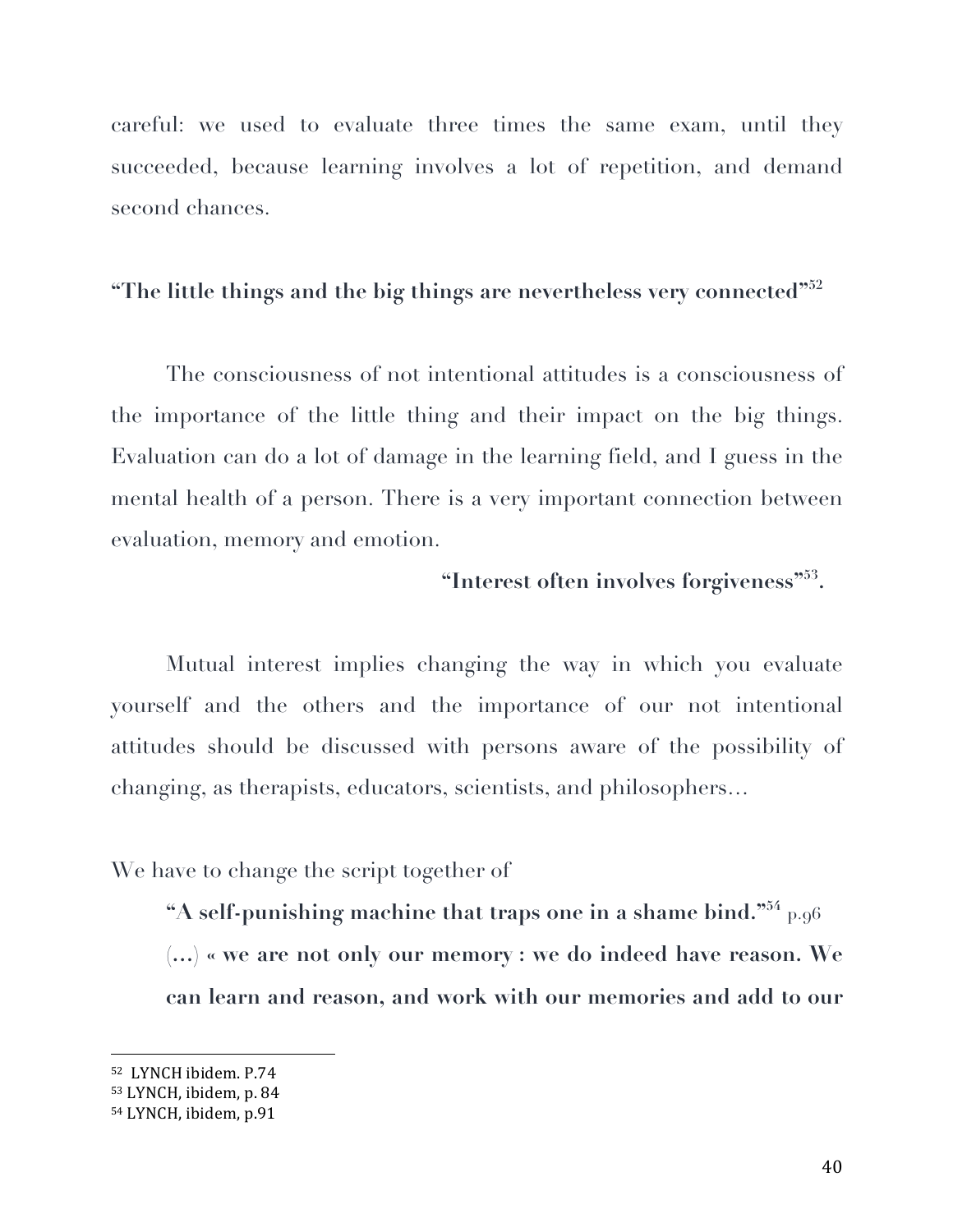careful: we used to evaluate three times the same exam, until they succeeded, because learning involves a lot of repetition, and demand second chances.

**"The little things and the big things are nevertheless very connected"**[52]

The consciousness of not intentional attitudes is a consciousness of the importance of the little thing and their impact on the big things. Evaluation can do a lot of damage in the learning field, and I guess in the mental health of a person. There is a very important connection between evaluation, memory and emotion.

**"Interest often involves forgiveness"**[53]**.**

Mutual interest implies changing the way in which you evaluate yourself and the others and the importance of our not intentional attitudes should be discussed with persons aware of the possibility of changing, as therapists, educators, scientists, and philosophers…

We have to change the script together of

> **"A self-punishing machine that traps one in a shame bind."**[54] p.96
> (…) **« we are not only our memory : we do indeed have reason. We can learn and reason, and work with our memories and add to our**

---

[52] LYNCH ibidem. P.74
[53] LYNCH, ibidem, p. 84
[54] LYNCH, ibidem, p.91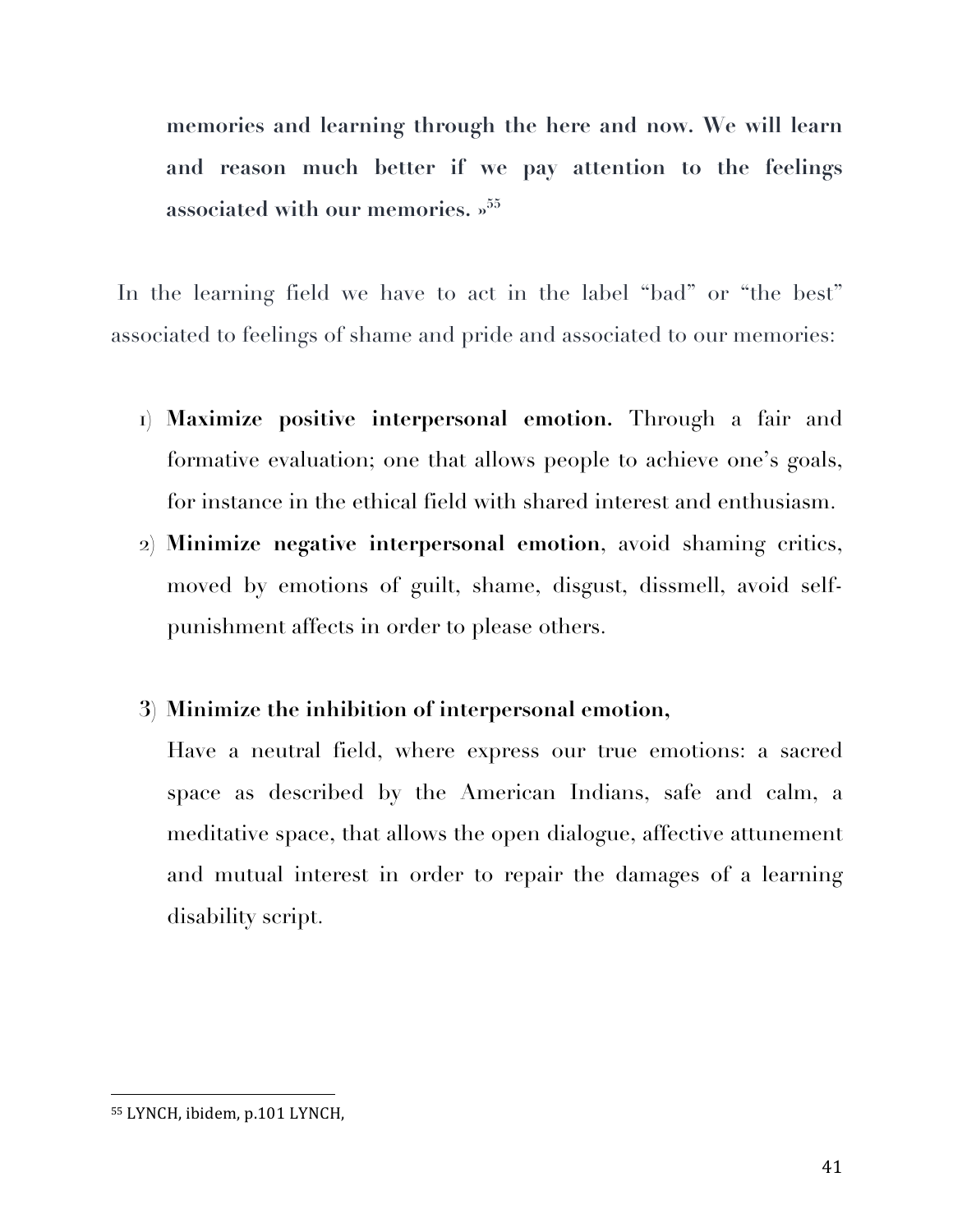**memories and learning through the here and now. We will learn and reason much better if we pay attention to the feelings associated with our memories. »**[55]

In the learning field we have to act in the label "bad" or "the best" associated to feelings of shame and pride and associated to our memories:

1) **Maximize positive interpersonal emotion.** Through a fair and formative evaluation; one that allows people to achieve one's goals, for instance in the ethical field with shared interest and enthusiasm.
2) **Minimize negative interpersonal emotion**, avoid shaming critics, moved by emotions of guilt, shame, disgust, dissmell, avoid self-punishment affects in order to please others.

3) **Minimize the inhibition of interpersonal emotion,**

   Have a neutral field, where express our true emotions: a sacred space as described by the American Indians, safe and calm, a meditative space, that allows the open dialogue, affective attunement and mutual interest in order to repair the damages of a learning disability script.

---

[55] LYNCH, ibidem, p.101 LYNCH,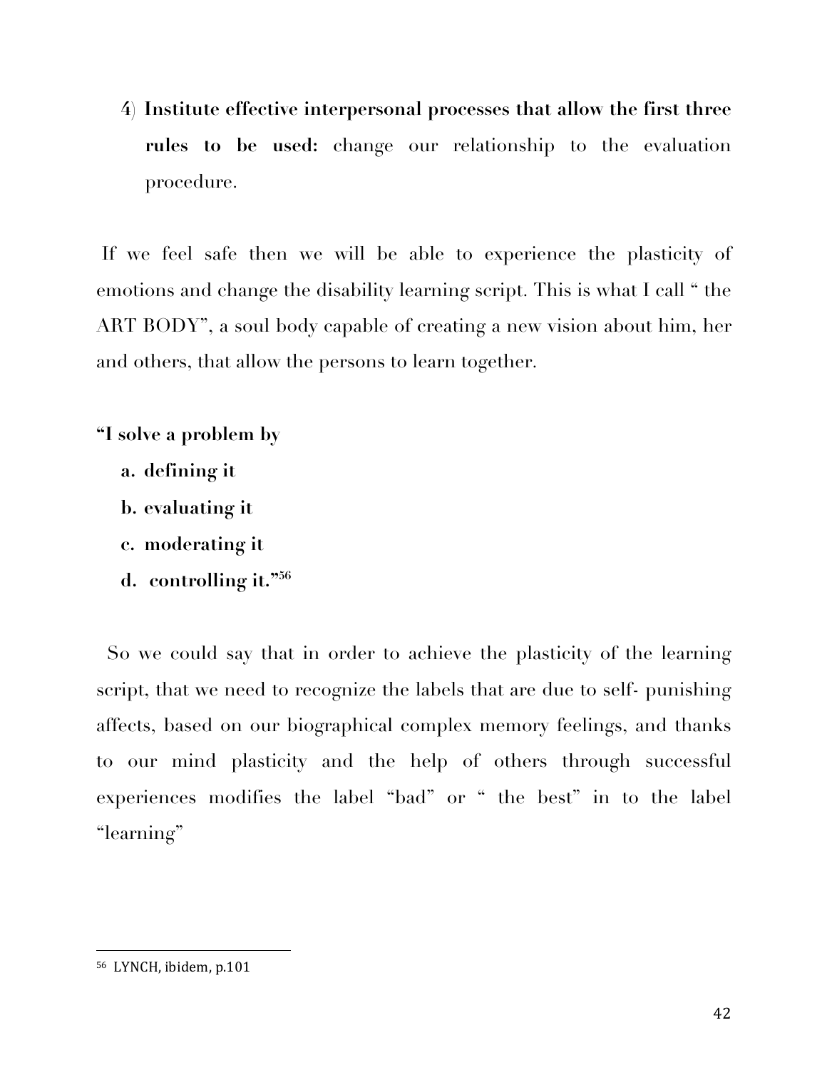4) **Institute effective interpersonal processes that allow the first three rules to be used:** change our relationship to the evaluation procedure.

If we feel safe then we will be able to experience the plasticity of emotions and change the disability learning script. This is what I call " the ART BODY", a soul body capable of creating a new vision about him, her and others, that allow the persons to learn together.

**"I solve a problem by**

**a. defining it**

**b. evaluating it**

**c. moderating it**

**d. controlling it."[56]**

So we could say that in order to achieve the plasticity of the learning script, that we need to recognize the labels that are due to self- punishing affects, based on our biographical complex memory feelings, and thanks to our mind plasticity and the help of others through successful experiences modifies the label "bad" or " the best" in to the label "learning"

---

[56] LYNCH, ibidem, p.101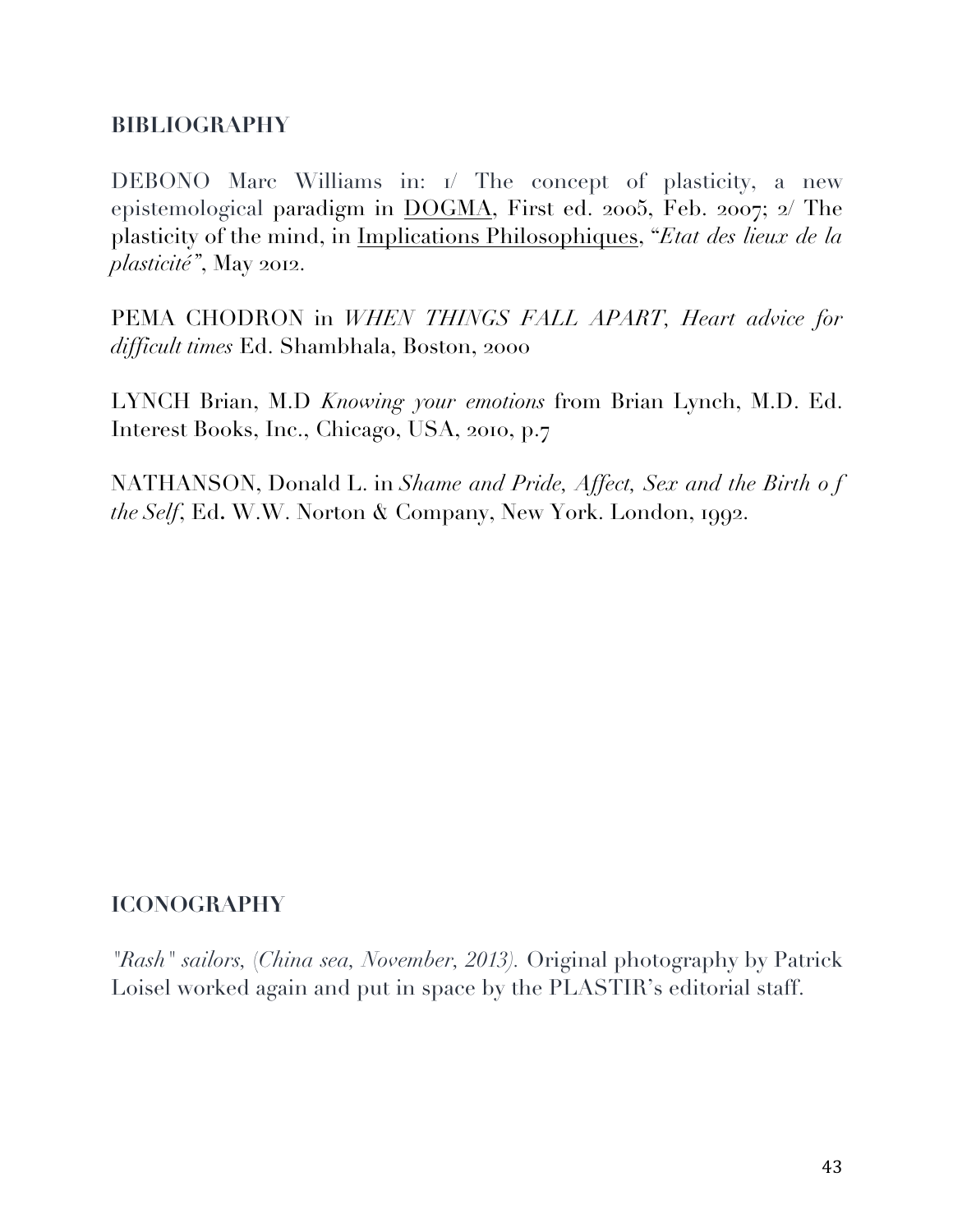## BIBLIOGRAPHY

DEBONO Marc Williams in: 1/ The concept of plasticity, a new epistemological paradigm in DOGMA, First ed. 2005, Feb. 2007; 2/ The plasticity of the mind, in Implications Philosophiques, "*Etat des lieux de la plasticité*", May 2012.

PEMA CHODRON in *WHEN THINGS FALL APART, Heart advice for difficult times* Ed. Shambhala, Boston, 2000

LYNCH Brian, M.D *Knowing your emotions* from Brian Lynch, M.D. Ed. Interest Books, Inc., Chicago, USA, 2010, p.7

NATHANSON, Donald L. in *Shame and Pride, Affect, Sex and the Birth o f the Self*, Ed. W.W. Norton & Company, New York. London, 1992.

## ICONOGRAPHY

*"Rash" sailors, (China sea, November, 2013).* Original photography by Patrick Loisel worked again and put in space by the PLASTIR's editorial staff.